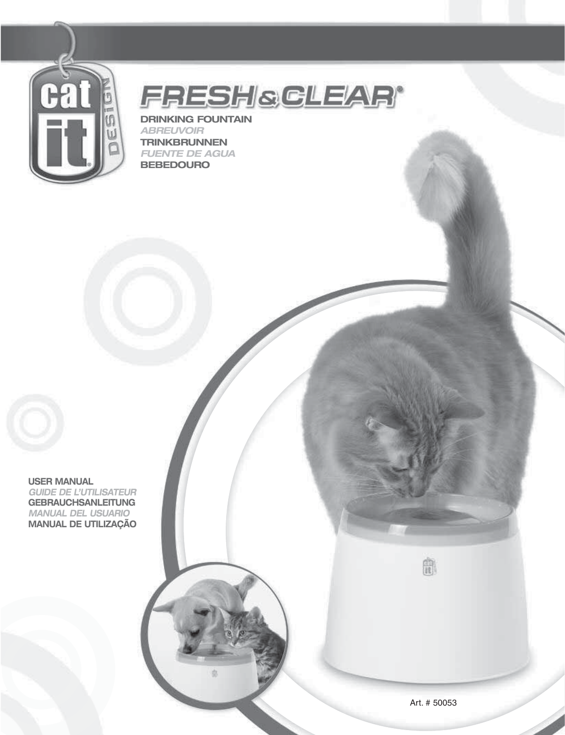# FRESH & CLEAR®

**DRINKING FOUNTAIN**
*ABREUVOIR*
**TRINKBRUNNEN**
*FUENTE DE AGUA*
**BEBEDOURO**

**USER MANUAL**
*GUIDE DE L'UTILISATEUR*
**GEBRAUCHSANLEITUNG**
*MANUAL DEL USUARIO*
**MANUAL DE UTILIZAÇÃO**

Art. # 50053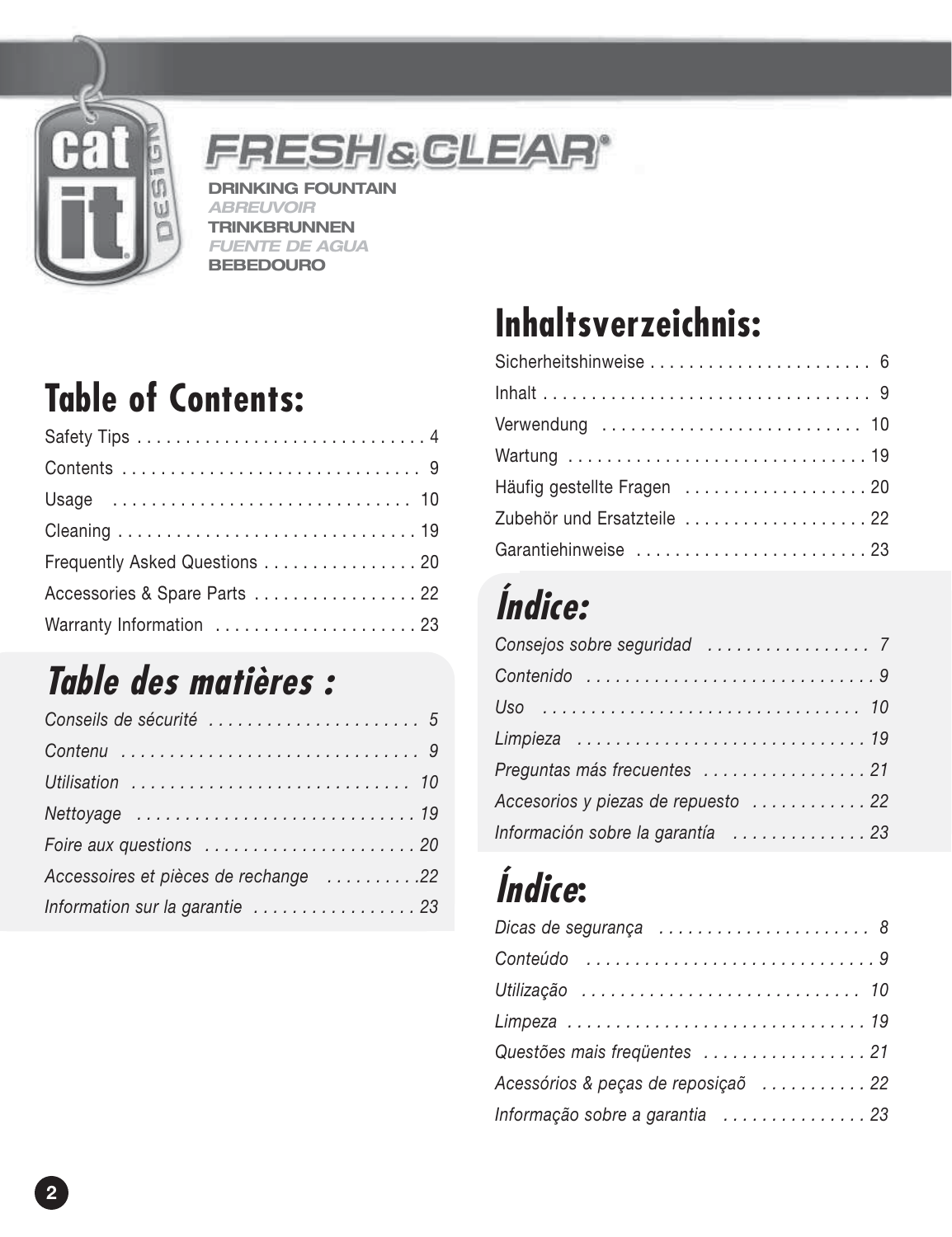**FRESH&CLEAR®**

**DRINKING FOUNTAIN**
*ABREUVOIR*
**TRINKBRUNNEN**
*FUENTE DE AGUA*
**BEBEDOURO**

## Table of Contents:

Safety Tips . . . . . . . . . . . . . . . . . . . . . . . . . . . . . 4
Contents . . . . . . . . . . . . . . . . . . . . . . . . . . . . . . 9
Usage . . . . . . . . . . . . . . . . . . . . . . . . . . . . . . 10
Cleaning . . . . . . . . . . . . . . . . . . . . . . . . . . . . . 19
Frequently Asked Questions . . . . . . . . . . . . . . . . 20
Accessories & Spare Parts . . . . . . . . . . . . . . . . . 22
Warranty Information . . . . . . . . . . . . . . . . . . . . . 23

## *Table des matières :*

*Conseils de sécurité . . . . . . . . . . . . . . . . . . . . . . 5*
*Contenu . . . . . . . . . . . . . . . . . . . . . . . . . . . . . . 9*
*Utilisation . . . . . . . . . . . . . . . . . . . . . . . . . . . . 10*
*Nettoyage . . . . . . . . . . . . . . . . . . . . . . . . . . . . 19*
*Foire aux questions . . . . . . . . . . . . . . . . . . . . . . 20*
*Accessoires et pièces de rechange . . . . . . . . . .22*
*Information sur la garantie . . . . . . . . . . . . . . . . . 23*

## Inhaltsverzeichnis:

Sicherheitshinweise . . . . . . . . . . . . . . . . . . . . . . . 6
Inhalt . . . . . . . . . . . . . . . . . . . . . . . . . . . . . . . . . 9
Verwendung . . . . . . . . . . . . . . . . . . . . . . . . . . . 10
Wartung . . . . . . . . . . . . . . . . . . . . . . . . . . . . . . 19
Häufig gestellte Fragen . . . . . . . . . . . . . . . . . . . 20
Zubehör und Ersatzteile . . . . . . . . . . . . . . . . . . . 22
Garantiehinweise . . . . . . . . . . . . . . . . . . . . . . . . 23

## *Índice:*

*Consejos sobre seguridad . . . . . . . . . . . . . . . . . 7*
*Contenido . . . . . . . . . . . . . . . . . . . . . . . . . . . . . 9*
*Uso . . . . . . . . . . . . . . . . . . . . . . . . . . . . . . . . . 10*
*Limpieza . . . . . . . . . . . . . . . . . . . . . . . . . . . . . 19*
*Preguntas más frecuentes . . . . . . . . . . . . . . . . . 21*
*Accesorios y piezas de repuesto . . . . . . . . . . . . 22*
*Información sobre la garantía . . . . . . . . . . . . . . 23*

## *Índice:*

*Dicas de segurança . . . . . . . . . . . . . . . . . . . . . . 8*
*Conteúdo . . . . . . . . . . . . . . . . . . . . . . . . . . . . . 9*
*Utilização . . . . . . . . . . . . . . . . . . . . . . . . . . . . 10*
*Limpeza . . . . . . . . . . . . . . . . . . . . . . . . . . . . . . 19*
*Questões mais freqüentes . . . . . . . . . . . . . . . . . 21*
*Acessórios & peças de reposiçaõ . . . . . . . . . . . 22*
*Informação sobre a garantia . . . . . . . . . . . . . . . 23*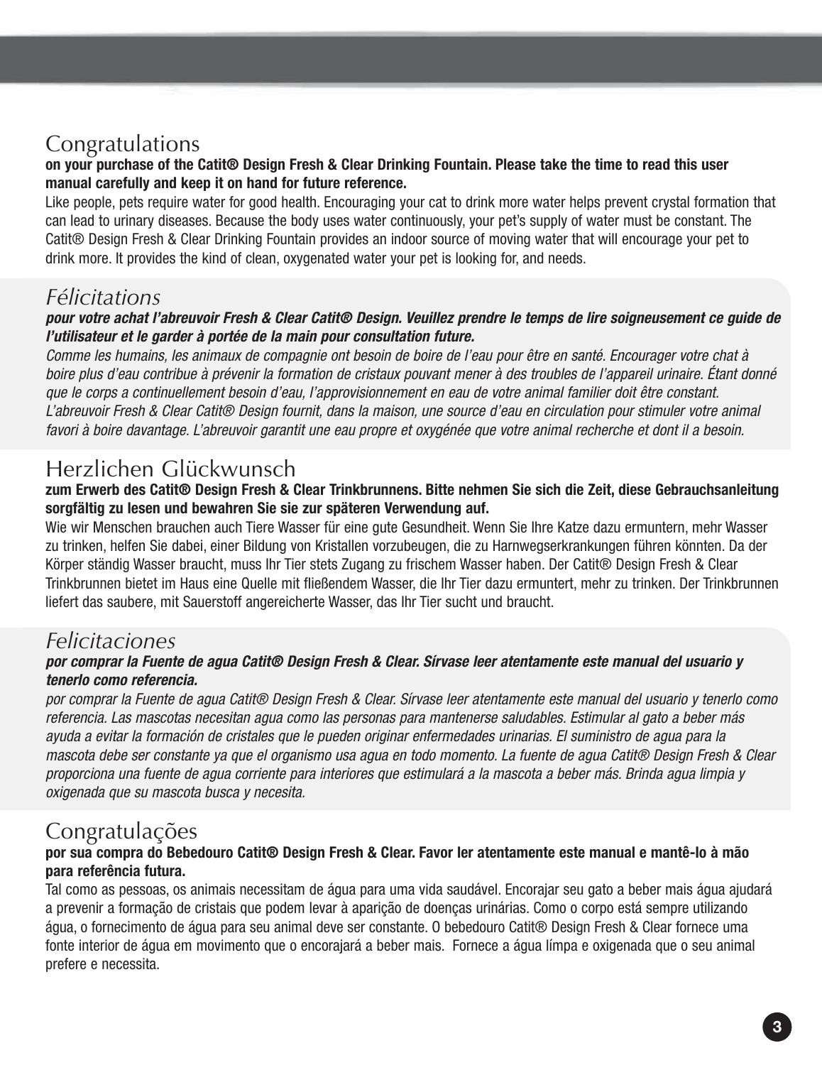## Congratulations

**on your purchase of the Catit® Design Fresh & Clear Drinking Fountain. Please take the time to read this user manual carefully and keep it on hand for future reference.**

Like people, pets require water for good health. Encouraging your cat to drink more water helps prevent crystal formation that can lead to urinary diseases. Because the body uses water continuously, your pet's supply of water must be constant. The Catit® Design Fresh & Clear Drinking Fountain provides an indoor source of moving water that will encourage your pet to drink more. It provides the kind of clean, oxygenated water your pet is looking for, and needs.

## *Félicitations*

***pour votre achat l'abreuvoir Fresh & Clear Catit® Design. Veuillez prendre le temps de lire soigneusement ce guide de l'utilisateur et le garder à portée de la main pour consultation future.***

*Comme les humains, les animaux de compagnie ont besoin de boire de l'eau pour être en santé. Encourager votre chat à boire plus d'eau contribue à prévenir la formation de cristaux pouvant mener à des troubles de l'appareil urinaire. Étant donné que le corps a continuellement besoin d'eau, l'approvisionnement en eau de votre animal familier doit être constant. L'abreuvoir Fresh & Clear Catit® Design fournit, dans la maison, une source d'eau en circulation pour stimuler votre animal favori à boire davantage. L'abreuvoir garantit une eau propre et oxygénée que votre animal recherche et dont il a besoin.*

## Herzlichen Glückwunsch

**zum Erwerb des Catit® Design Fresh & Clear Trinkbrunnens. Bitte nehmen Sie sich die Zeit, diese Gebrauchsanleitung sorgfältig zu lesen und bewahren Sie sie zur späteren Verwendung auf.**

Wie wir Menschen brauchen auch Tiere Wasser für eine gute Gesundheit. Wenn Sie Ihre Katze dazu ermuntern, mehr Wasser zu trinken, helfen Sie dabei, einer Bildung von Kristallen vorzubeugen, die zu Harnwegserkrankungen führen könnten. Da der Körper ständig Wasser braucht, muss Ihr Tier stets Zugang zu frischem Wasser haben. Der Catit® Design Fresh & Clear Trinkbrunnen bietet im Haus eine Quelle mit fließendem Wasser, die Ihr Tier dazu ermuntert, mehr zu trinken. Der Trinkbrunnen liefert das saubere, mit Sauerstoff angereicherte Wasser, das Ihr Tier sucht und braucht.

## *Felicitaciones*

***por comprar la Fuente de agua Catit® Design Fresh & Clear. Sírvase leer atentamente este manual del usuario y tenerlo como referencia.***

*por comprar la Fuente de agua Catit® Design Fresh & Clear. Sírvase leer atentamente este manual del usuario y tenerlo como referencia. Las mascotas necesitan agua como las personas para mantenerse saludables. Estimular al gato a beber más ayuda a evitar la formación de cristales que le pueden originar enfermedades urinarias. El suministro de agua para la mascota debe ser constante ya que el organismo usa agua en todo momento. La fuente de agua Catit® Design Fresh & Clear proporciona una fuente de agua corriente para interiores que estimulará a la mascota a beber más. Brinda agua limpia y oxigenada que su mascota busca y necesita.*

## Congratulações

**por sua compra do Bebedouro Catit® Design Fresh & Clear. Favor ler atentamente este manual e mantê-lo à mão para referência futura.**

Tal como as pessoas, os animais necessitam de água para uma vida saudável. Encorajar seu gato a beber mais água ajudará a prevenir a formação de cristais que podem levar à aparição de doenças urinárias. Como o corpo está sempre utilizando água, o fornecimento de água para seu animal deve ser constante. O bebedouro Catit® Design Fresh & Clear fornece uma fonte interior de água em movimento que o encorajará a beber mais. Fornece a água límpa e oxigenada que o seu animal prefere e necessita.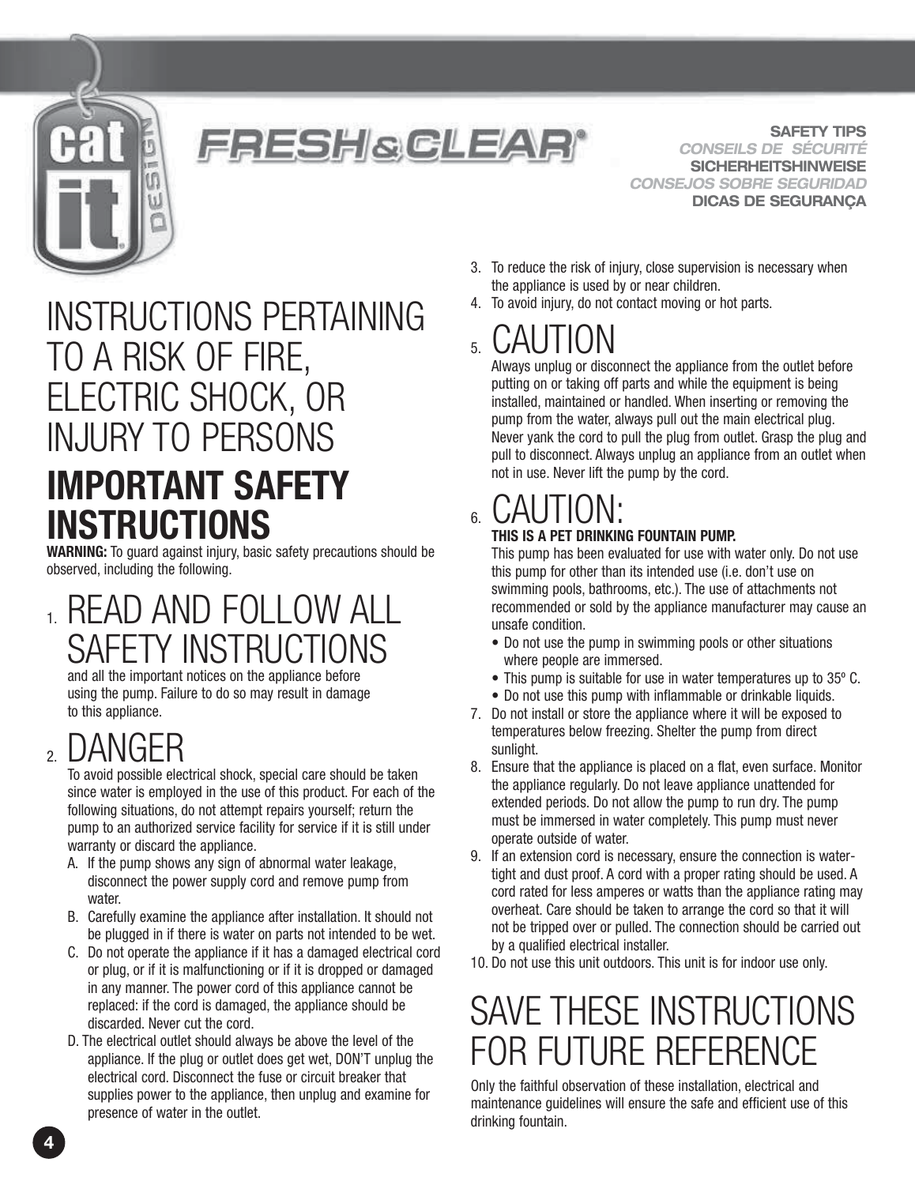# FRESH & CLEAR®

**SAFETY TIPS**
*CONSEILS DE SÉCURITÉ*
**SICHERHEITSHINWEISE**
*CONSEJOS SOBRE SEGURIDAD*
**DICAS DE SEGURANÇA**

# INSTRUCTIONS PERTAINING TO A RISK OF FIRE, ELECTRIC SHOCK, OR INJURY TO PERSONS

# IMPORTANT SAFETY INSTRUCTIONS

**WARNING:** To guard against injury, basic safety precautions should be observed, including the following.

## 1. READ AND FOLLOW ALL SAFETY INSTRUCTIONS

and all the important notices on the appliance before using the pump. Failure to do so may result in damage to this appliance.

## 2. DANGER

To avoid possible electrical shock, special care should be taken since water is employed in the use of this product. For each of the following situations, do not attempt repairs yourself; return the pump to an authorized service facility for service if it is still under warranty or discard the appliance.

A. If the pump shows any sign of abnormal water leakage, disconnect the power supply cord and remove pump from water.

B. Carefully examine the appliance after installation. It should not be plugged in if there is water on parts not intended to be wet.

C. Do not operate the appliance if it has a damaged electrical cord or plug, or if it is malfunctioning or if it is dropped or damaged in any manner. The power cord of this appliance cannot be replaced: if the cord is damaged, the appliance should be discarded. Never cut the cord.

D. The electrical outlet should always be above the level of the appliance. If the plug or outlet does get wet, DON'T unplug the electrical cord. Disconnect the fuse or circuit breaker that supplies power to the appliance, then unplug and examine for presence of water in the outlet.

3. To reduce the risk of injury, close supervision is necessary when the appliance is used by or near children.
4. To avoid injury, do not contact moving or hot parts.

## 5. CAUTION

Always unplug or disconnect the appliance from the outlet before putting on or taking off parts and while the equipment is being installed, maintained or handled. When inserting or removing the pump from the water, always pull out the main electrical plug. Never yank the cord to pull the plug from outlet. Grasp the plug and pull to disconnect. Always unplug an appliance from an outlet when not in use. Never lift the pump by the cord.

## 6. CAUTION:

**THIS IS A PET DRINKING FOUNTAIN PUMP.**

This pump has been evaluated for use with water only. Do not use this pump for other than its intended use (i.e. don't use on swimming pools, bathrooms, etc.). The use of attachments not recommended or sold by the appliance manufacturer may cause an unsafe condition.

- Do not use the pump in swimming pools or other situations where people are immersed.
- This pump is suitable for use in water temperatures up to 35º C.
- Do not use this pump with inflammable or drinkable liquids.

7. Do not install or store the appliance where it will be exposed to temperatures below freezing. Shelter the pump from direct sunlight.
8. Ensure that the appliance is placed on a flat, even surface. Monitor the appliance regularly. Do not leave appliance unattended for extended periods. Do not allow the pump to run dry. The pump must be immersed in water completely. This pump must never operate outside of water.
9. If an extension cord is necessary, ensure the connection is water-tight and dust proof. A cord with a proper rating should be used. A cord rated for less amperes or watts than the appliance rating may overheat. Care should be taken to arrange the cord so that it will not be tripped over or pulled. The connection should be carried out by a qualified electrical installer.
10. Do not use this unit outdoors. This unit is for indoor use only.

# SAVE THESE INSTRUCTIONS FOR FUTURE REFERENCE

Only the faithful observation of these installation, electrical and maintenance guidelines will ensure the safe and efficient use of this drinking fountain.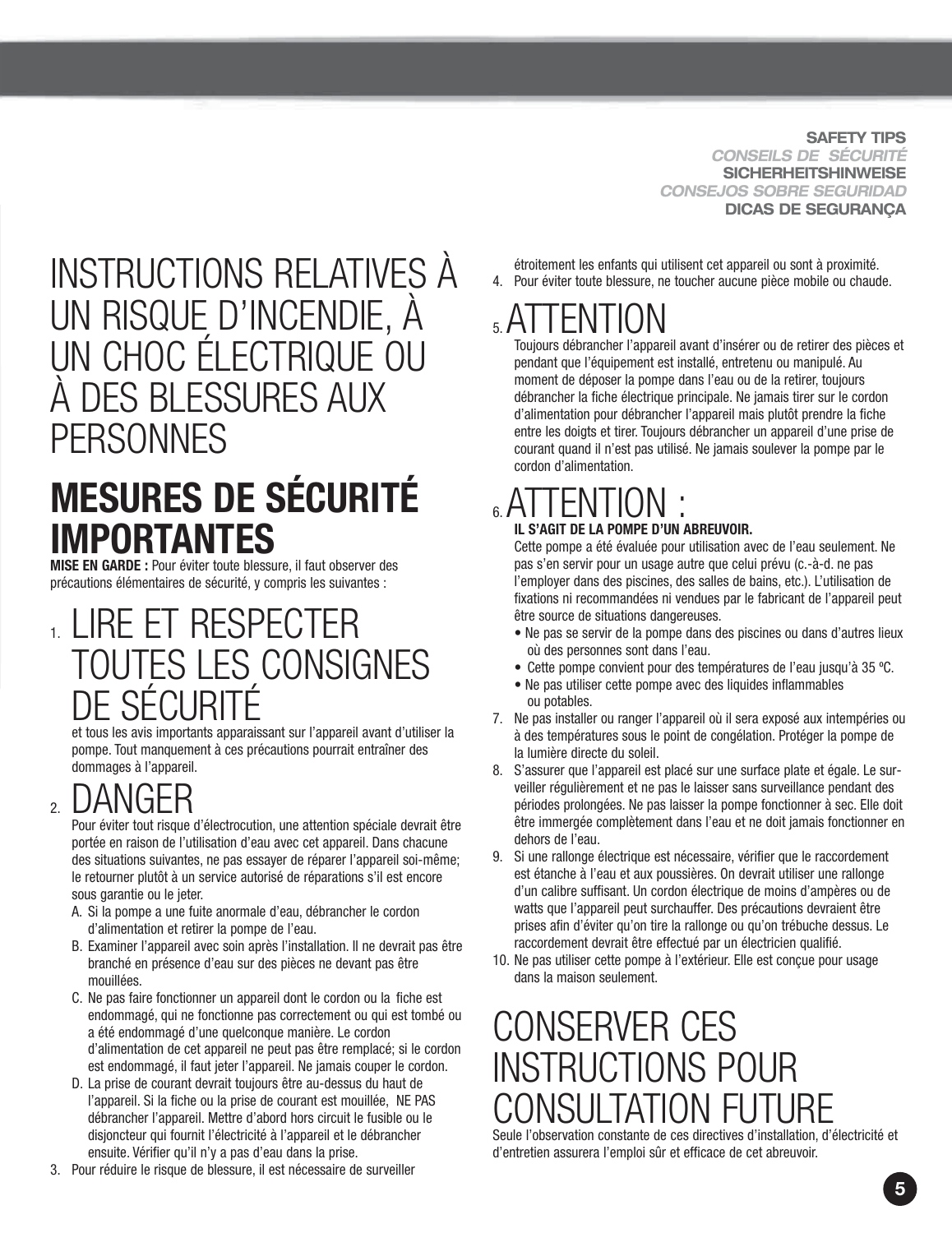# INSTRUCTIONS RELATIVES À UN RISQUE D'INCENDIE, À UN CHOC ÉLECTRIQUE OU À DES BLESSURES AUX PERSONNES

## MESURES DE SÉCURITÉ IMPORTANTES

**MISE EN GARDE :** Pour éviter toute blessure, il faut observer des précautions élémentaires de sécurité, y compris les suivantes :

### 1. LIRE ET RESPECTER TOUTES LES CONSIGNES DE SÉCURITÉ

et tous les avis importants apparaissant sur l'appareil avant d'utiliser la pompe. Tout manquement à ces précautions pourrait entraîner des dommages à l'appareil.

### 2. DANGER

Pour éviter tout risque d'électrocution, une attention spéciale devrait être portée en raison de l'utilisation d'eau avec cet appareil. Dans chacune des situations suivantes, ne pas essayer de réparer l'appareil soi-même; le retourner plutôt à un service autorisé de réparations s'il est encore sous garantie ou le jeter.

A. Si la pompe a une fuite anormale d'eau, débrancher le cordon d'alimentation et retirer la pompe de l'eau.

B. Examiner l'appareil avec soin après l'installation. Il ne devrait pas être branché en présence d'eau sur des pièces ne devant pas être mouillées.

C. Ne pas faire fonctionner un appareil dont le cordon ou la fiche est endommagé, qui ne fonctionne pas correctement ou qui est tombé ou a été endommagé d'une quelconque manière. Le cordon d'alimentation de cet appareil ne peut pas être remplacé; si le cordon est endommagé, il faut jeter l'appareil. Ne jamais couper le cordon.

D. La prise de courant devrait toujours être au-dessus du haut de l'appareil. Si la fiche ou la prise de courant est mouillée, NE PAS débrancher l'appareil. Mettre d'abord hors circuit le fusible ou le disjoncteur qui fournit l'électricité à l'appareil et le débrancher ensuite. Vérifier qu'il n'y a pas d'eau dans la prise.

3. Pour réduire le risque de blessure, il est nécessaire de surveiller étroitement les enfants qui utilisent cet appareil ou sont à proximité.

4. Pour éviter toute blessure, ne toucher aucune pièce mobile ou chaude.

### 5. ATTENTION

Toujours débrancher l'appareil avant d'insérer ou de retirer des pièces et pendant que l'équipement est installé, entretenu ou manipulé. Au moment de déposer la pompe dans l'eau ou de la retirer, toujours débrancher la fiche électrique principale. Ne jamais tirer sur le cordon d'alimentation pour débrancher l'appareil mais plutôt prendre la fiche entre les doigts et tirer. Toujours débrancher un appareil d'une prise de courant quand il n'est pas utilisé. Ne jamais soulever la pompe par le cordon d'alimentation.

### 6. ATTENTION :

**IL S'AGIT DE LA POMPE D'UN ABREUVOIR.**

Cette pompe a été évaluée pour utilisation avec de l'eau seulement. Ne pas s'en servir pour un usage autre que celui prévu (c.-à-d. ne pas l'employer dans des piscines, des salles de bains, etc.). L'utilisation de fixations ni recommandées ni vendues par le fabricant de l'appareil peut être source de situations dangereuses.

- Ne pas se servir de la pompe dans des piscines ou dans d'autres lieux où des personnes sont dans l'eau.
- Cette pompe convient pour des températures de l'eau jusqu'à 35 ºC.
- Ne pas utiliser cette pompe avec des liquides inflammables ou potables.

7. Ne pas installer ou ranger l'appareil où il sera exposé aux intempéries ou à des températures sous le point de congélation. Protéger la pompe de la lumière directe du soleil.

8. S'assurer que l'appareil est placé sur une surface plate et égale. Le surveiller régulièrement et ne pas le laisser sans surveillance pendant des périodes prolongées. Ne pas laisser la pompe fonctionner à sec. Elle doit être immergée complètement dans l'eau et ne doit jamais fonctionner en dehors de l'eau.

9. Si une rallonge électrique est nécessaire, vérifier que le raccordement est étanche à l'eau et aux poussières. On devrait utiliser une rallonge d'un calibre suffisant. Un cordon électrique de moins d'ampères ou de watts que l'appareil peut surchauffer. Des précautions devraient être prises afin d'éviter qu'on tire la rallonge ou qu'on trébuche dessus. Le raccordement devrait être effectué par un électricien qualifié.

10. Ne pas utiliser cette pompe à l'extérieur. Elle est conçue pour usage dans la maison seulement.

# CONSERVER CES INSTRUCTIONS POUR CONSULTATION FUTURE

Seule l'observation constante de ces directives d'installation, d'électricité et d'entretien assurera l'emploi sûr et efficace de cet abreuvoir.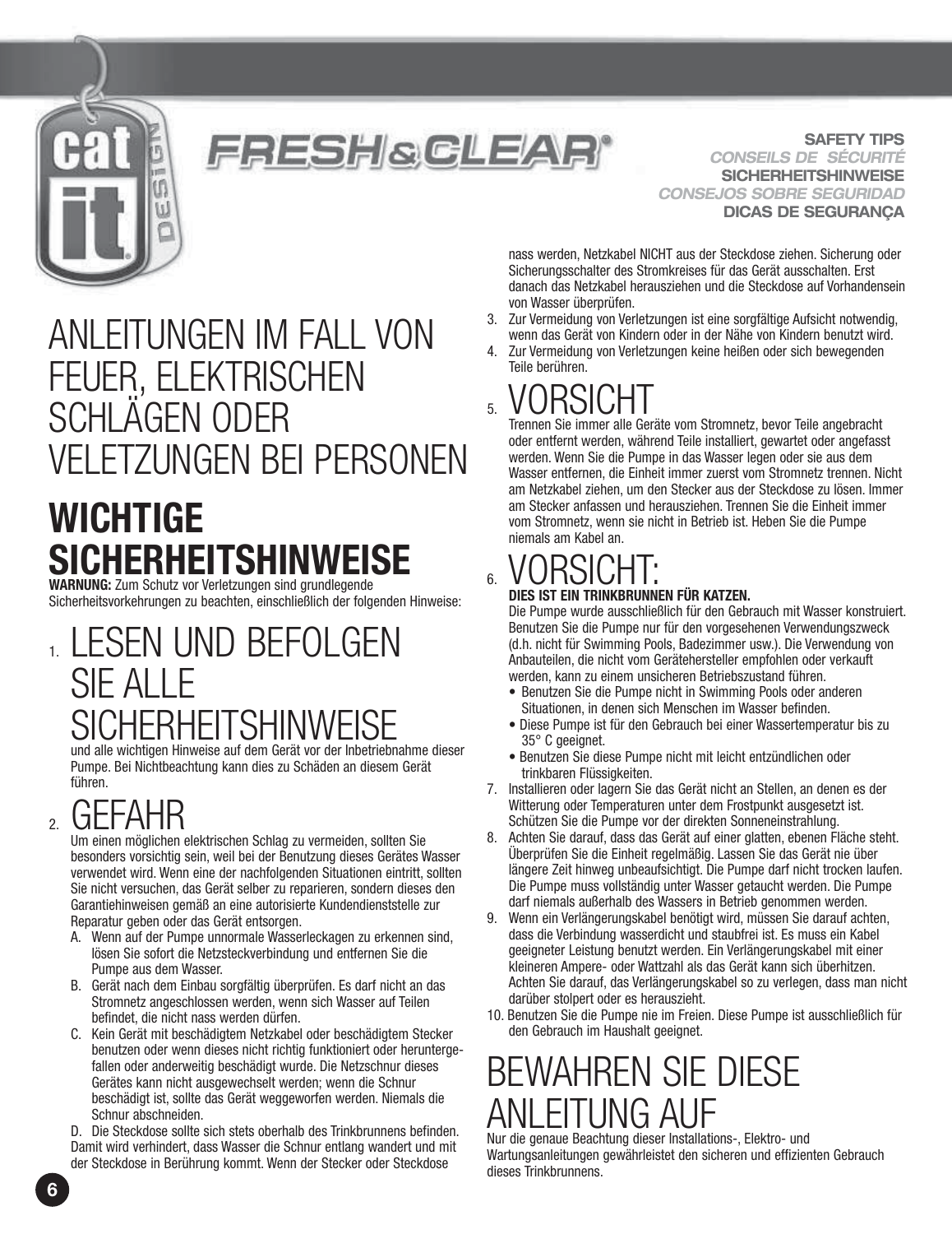FRESH&CLEAR®

SAFETY TIPS
*CONSEILS DE SÉCURITÉ*
SICHERHEITSHINWEISE
*CONSEJOS SOBRE SEGURIDAD*
DICAS DE SEGURANÇA

# ANLEITUNGEN IM FALL VON FEUER, ELEKTRISCHEN SCHLÄGEN ODER VELETZUNGEN BEI PERSONEN

# WICHTIGE SICHERHEITSHINWEISE

**WARNUNG:** Zum Schutz vor Verletzungen sind grundlegende Sicherheitsvorkehrungen zu beachten, einschließlich der folgenden Hinweise:

## 1. LESEN UND BEFOLGEN SIE ALLE SICHERHEITSHINWEISE

und alle wichtigen Hinweise auf dem Gerät vor der Inbetriebnahme dieser Pumpe. Bei Nichtbeachtung kann dies zu Schäden an diesem Gerät führen.

## 2. GEFAHR

Um einen möglichen elektrischen Schlag zu vermeiden, sollten Sie besonders vorsichtig sein, weil bei der Benutzung dieses Gerätes Wasser verwendet wird. Wenn eine der nachfolgenden Situationen eintritt, sollten Sie nicht versuchen, das Gerät selber zu reparieren, sondern dieses den Garantiehinweisen gemäß an eine autorisierte Kundendienststelle zur Reparatur geben oder das Gerät entsorgen.

A. Wenn auf der Pumpe unnormale Wasserleckagen zu erkennen sind, lösen Sie sofort die Netzsteckverbindung und entfernen Sie die Pumpe aus dem Wasser.

B. Gerät nach dem Einbau sorgfältig überprüfen. Es darf nicht an das Stromnetz angeschlossen werden, wenn sich Wasser auf Teilen befindet, die nicht nass werden dürfen.

C. Kein Gerät mit beschädigtem Netzkabel oder beschädigtem Stecker benutzen oder wenn dieses nicht richtig funktioniert oder heruntergefallen oder anderweitig beschädigt wurde. Die Netzschnur dieses Gerätes kann nicht ausgewechselt werden; wenn die Schnur beschädigt ist, sollte das Gerät weggeworfen werden. Niemals die Schnur abschneiden.

D. Die Steckdose sollte sich stets oberhalb des Trinkbrunnens befinden. Damit wird verhindert, dass Wasser die Schnur entlang wandert und mit der Steckdose in Berührung kommt. Wenn der Stecker oder Steckdose nass werden, Netzkabel NICHT aus der Steckdose ziehen. Sicherung oder Sicherungsschalter des Stromkreises für das Gerät ausschalten. Erst danach das Netzkabel herausziehen und die Steckdose auf Vorhandensein von Wasser überprüfen.

3. Zur Vermeidung von Verletzungen ist eine sorgfältige Aufsicht notwendig, wenn das Gerät von Kindern oder in der Nähe von Kindern benutzt wird.
4. Zur Vermeidung von Verletzungen keine heißen oder sich bewegenden Teile berühren.

## 5. VORSICHT

Trennen Sie immer alle Geräte vom Stromnetz, bevor Teile angebracht oder entfernt werden, während Teile installiert, gewartet oder angefasst werden. Wenn Sie die Pumpe in das Wasser legen oder sie aus dem Wasser entfernen, die Einheit immer zuerst vom Stromnetz trennen. Nicht am Netzkabel ziehen, um den Stecker aus der Steckdose zu lösen. Immer am Stecker anfassen und herausziehen. Trennen Sie die Einheit immer vom Stromnetz, wenn sie nicht in Betrieb ist. Heben Sie die Pumpe niemals am Kabel an.

## 6. VORSICHT:

**DIES IST EIN TRINKBRUNNEN FÜR KATZEN.**

Die Pumpe wurde ausschließlich für den Gebrauch mit Wasser konstruiert. Benutzen Sie die Pumpe nur für den vorgesehenen Verwendungszweck (d.h. nicht für Swimming Pools, Badezimmer usw.). Die Verwendung von Anbauteilen, die nicht vom Gerätehersteller empfohlen oder verkauft werden, kann zu einem unsicheren Betriebszustand führen.

- Benutzen Sie die Pumpe nicht in Swimming Pools oder anderen Situationen, in denen sich Menschen im Wasser befinden.
- Diese Pumpe ist für den Gebrauch bei einer Wassertemperatur bis zu 35° C geeignet.
- Benutzen Sie diese Pumpe nicht mit leicht entzündlichen oder trinkbaren Flüssigkeiten.

7. Installieren oder lagern Sie das Gerät nicht an Stellen, an denen es der Witterung oder Temperaturen unter dem Frostpunkt ausgesetzt ist. Schützen Sie die Pumpe vor der direkten Sonneneinstrahlung.
8. Achten Sie darauf, dass das Gerät auf einer glatten, ebenen Fläche steht. Überprüfen Sie die Einheit regelmäßig. Lassen Sie das Gerät nie über längere Zeit hinweg unbeaufsichtigt. Die Pumpe darf nicht trocken laufen. Die Pumpe muss vollständig unter Wasser getaucht werden. Die Pumpe darf niemals außerhalb des Wassers in Betrieb genommen werden.
9. Wenn ein Verlängerungskabel benötigt wird, müssen Sie darauf achten, dass die Verbindung wasserdicht und staubfrei ist. Es muss ein Kabel geeigneter Leistung benutzt werden. Ein Verlängerungskabel mit einer kleineren Ampere- oder Wattzahl als das Gerät kann sich überhitzen. Achten Sie darauf, das Verlängerungskabel so zu verlegen, dass man nicht darüber stolpert oder es herauszieht.
10. Benutzen Sie die Pumpe nie im Freien. Diese Pumpe ist ausschließlich für den Gebrauch im Haushalt geeignet.

# BEWAHREN SIE DIESE ANLEITUNG AUF

Nur die genaue Beachtung dieser Installations-, Elektro- und Wartungsanleitungen gewährleistet den sicheren und effizienten Gebrauch dieses Trinkbrunnens.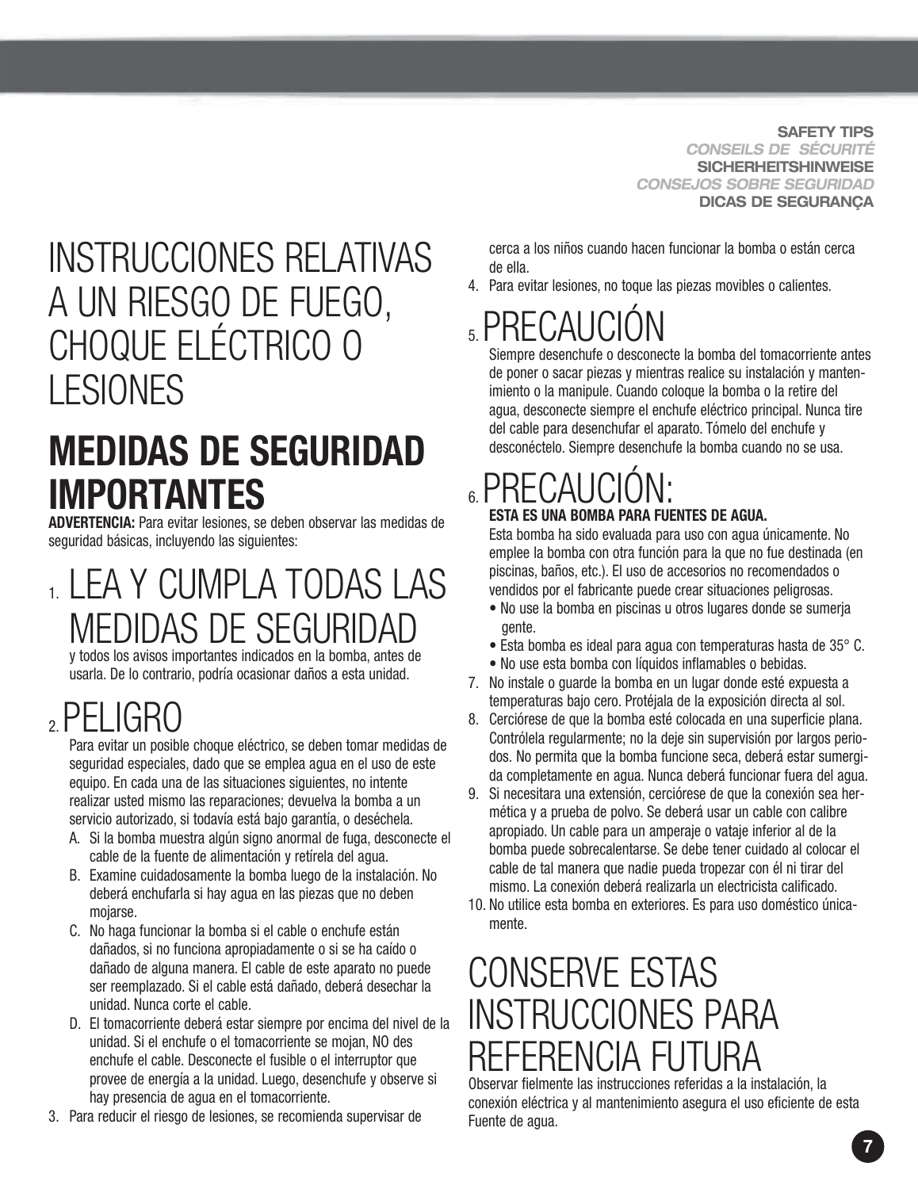SAFETY TIPS
*CONSEILS DE SÉCURITÉ*
**SICHERHEITSHINWEISE**
*CONSEJOS SOBRE SEGURIDAD*
**DICAS DE SEGURANÇA**

# INSTRUCCIONES RELATIVAS A UN RIESGO DE FUEGO, CHOQUE ELÉCTRICO O LESIONES

# MEDIDAS DE SEGURIDAD IMPORTANTES

**ADVERTENCIA:** Para evitar lesiones, se deben observar las medidas de seguridad básicas, incluyendo las siguientes:

## 1. LEA Y CUMPLA TODAS LAS MEDIDAS DE SEGURIDAD

y todos los avisos importantes indicados en la bomba, antes de usarla. De lo contrario, podría ocasionar daños a esta unidad.

## 2. PELIGRO

Para evitar un posible choque eléctrico, se deben tomar medidas de seguridad especiales, dado que se emplea agua en el uso de este equipo. En cada una de las situaciones siguientes, no intente realizar usted mismo las reparaciones; devuelva la bomba a un servicio autorizado, si todavía está bajo garantía, o deséchela.

A. Si la bomba muestra algún signo anormal de fuga, desconecte el cable de la fuente de alimentación y retírela del agua.
B. Examine cuidadosamente la bomba luego de la instalación. No deberá enchufarla si hay agua en las piezas que no deben mojarse.
C. No haga funcionar la bomba si el cable o enchufe están dañados, si no funciona apropiadamente o si se ha caído o dañado de alguna manera. El cable de este aparato no puede ser reemplazado. Si el cable está dañado, deberá desechar la unidad. Nunca corte el cable.
D. El tomacorriente deberá estar siempre por encima del nivel de la unidad. Si el enchufe o el tomacorriente se mojan, NO desenchufe el cable. Desconecte el fusible o el interruptor que provee de energía a la unidad. Luego, desenchufe y observe si hay presencia de agua en el tomacorriente.

3. Para reducir el riesgo de lesiones, se recomienda supervisar de cerca a los niños cuando hacen funcionar la bomba o están cerca de ella.
4. Para evitar lesiones, no toque las piezas movibles o calientes.

## 5. PRECAUCIÓN

Siempre desenchufe o desconecte la bomba del tomacorriente antes de poner o sacar piezas y mientras realice su instalación y mantenimiento o la manipule. Cuando coloque la bomba o la retire del agua, desconecte siempre el enchufe eléctrico principal. Nunca tire del cable para desenchufar el aparato. Tómelo del enchufe y desconéctelo. Siempre desenchufe la bomba cuando no se usa.

## 6. PRECAUCIÓN:

**ESTA ES UNA BOMBA PARA FUENTES DE AGUA.**

Esta bomba ha sido evaluada para uso con agua únicamente. No emplee la bomba con otra función para la que no fue destinada (en piscinas, baños, etc.). El uso de accesorios no recomendados o vendidos por el fabricante puede crear situaciones peligrosas.

- No use la bomba en piscinas u otros lugares donde se sumerja gente.
- Esta bomba es ideal para agua con temperaturas hasta de 35° C.
- No use esta bomba con líquidos inflamables o bebidas.

7. No instale o guarde la bomba en un lugar donde esté expuesta a temperaturas bajo cero. Protéjala de la exposición directa al sol.
8. Cerciórese de que la bomba esté colocada en una superficie plana. Contrólela regularmente; no la deje sin supervisión por largos periodos. No permita que la bomba funcione seca, deberá estar sumergida completamente en agua. Nunca deberá funcionar fuera del agua.
9. Si necesitara una extensión, cerciórese de que la conexión sea hermética y a prueba de polvo. Se deberá usar un cable con calibre apropiado. Un cable para un amperaje o vatajе inferior al de la bomba puede sobrecalentarse. Se debe tener cuidado al colocar el cable de tal manera que nadie pueda tropezar con él ni tirar del mismo. La conexión deberá realizarla un electricista calificado.
10. No utilice esta bomba en exteriores. Es para uso doméstico únicamente.

# CONSERVE ESTAS INSTRUCCIONES PARA REFERENCIA FUTURA

Observar fielmente las instrucciones referidas a la instalación, la conexión eléctrica y al mantenimiento asegura el uso eficiente de esta Fuente de agua.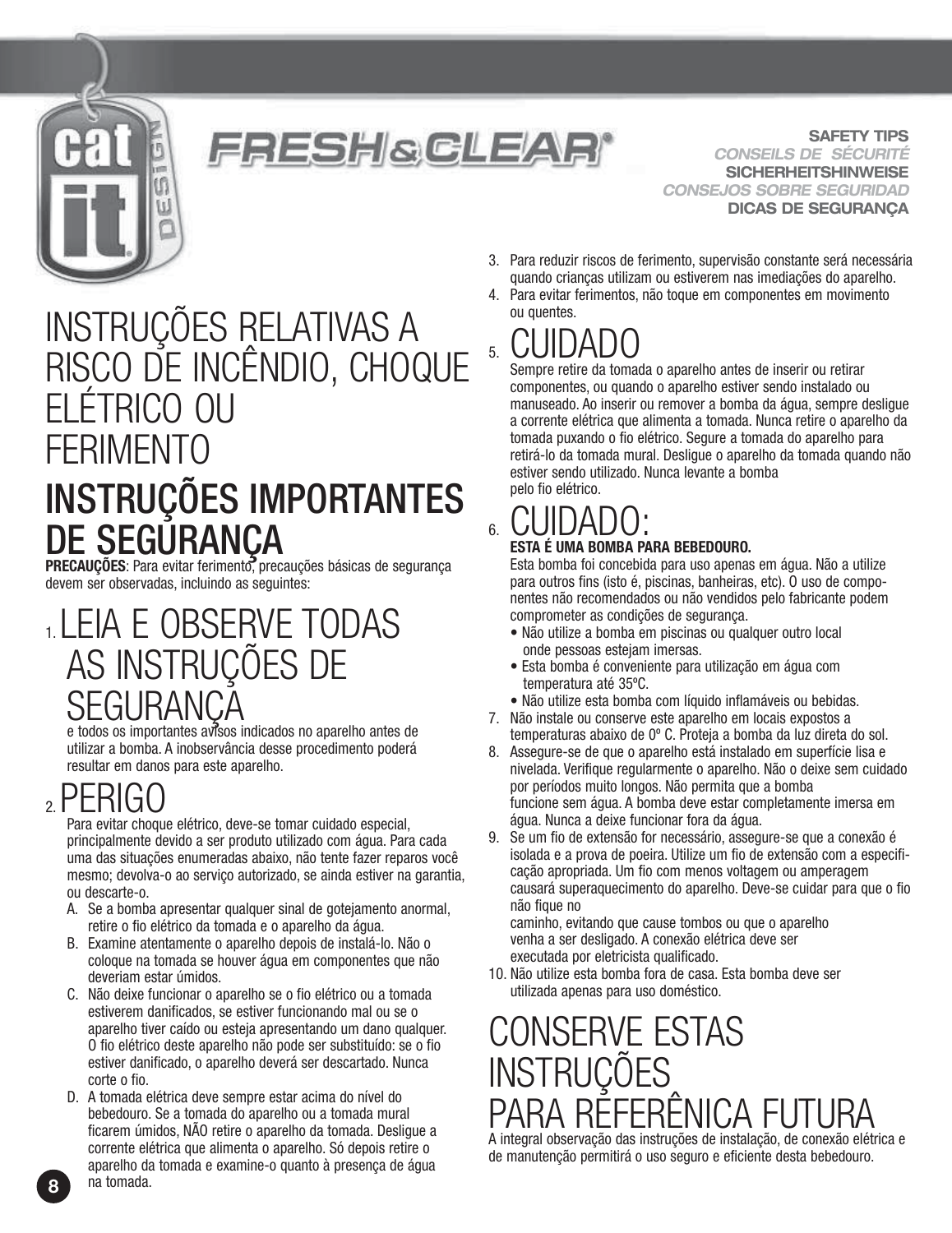FRESH & CLEAR®

SAFETY TIPS
*CONSEILS DE SÉCURITÉ*
SICHERHEITSHINWEISE
*CONSEJOS SOBRE SEGURIDAD*
DICAS DE SEGURANÇA

# INSTRUÇÕES RELATIVAS A RISCO DE INCÊNDIO, CHOQUE ELÉTRICO OU FERIMENTO

# INSTRUÇÕES IMPORTANTES DE SEGURANÇA

**PRECAUÇÕES**: Para evitar ferimento, precauções básicas de segurança devem ser observadas, incluindo as seguintes:

## 1. LEIA E OBSERVE TODAS AS INSTRUÇÕES DE SEGURANÇA

e todos os importantes avisos indicados no aparelho antes de utilizar a bomba. A inobservância desse procedimento poderá resultar em danos para este aparelho.

## 2. PERIGO

Para evitar choque elétrico, deve-se tomar cuidado especial, principalmente devido a ser produto utilizado com água. Para cada uma das situações enumeradas abaixo, não tente fazer reparos você mesmo; devolva-o ao serviço autorizado, se ainda estiver na garantia, ou descarte-o.

A. Se a bomba apresentar qualquer sinal de gotejamento anormal, retire o fio elétrico da tomada e o aparelho da água.
B. Examine atentamente o aparelho depois de instalá-lo. Não o coloque na tomada se houver água em componentes que não deveriam estar úmidos.
C. Não deixe funcionar o aparelho se o fio elétrico ou a tomada estiverem danificados, se estiver funcionando mal ou se o aparelho tiver caído ou esteja apresentando um dano qualquer. O fio elétrico deste aparelho não pode ser substituído: se o fio estiver danificado, o aparelho deverá ser descartado. Nunca corte o fio.
D. A tomada elétrica deve sempre estar acima do nível do bebedouro. Se a tomada do aparelho ou a tomada mural ficarem úmidos, NÃO retire o aparelho da tomada. Desligue a corrente elétrica que alimenta o aparelho. Só depois retire o aparelho da tomada e examine-o quanto à presença de água na tomada.

3. Para reduzir riscos de ferimento, supervisão constante será necessária quando crianças utilizam ou estiverem nas imediações do aparelho.
4. Para evitar ferimentos, não toque em componentes em movimento ou quentes.

## 5. CUIDADO

Sempre retire da tomada o aparelho antes de inserir ou retirar componentes, ou quando o aparelho estiver sendo instalado ou manuseado. Ao inserir ou remover a bomba da água, sempre desligue a corrente elétrica que alimenta a tomada. Nunca retire o aparelho da tomada puxando o fio elétrico. Segure a tomada do aparelho para retirá-lo da tomada mural. Desligue o aparelho da tomada quando não estiver sendo utilizado. Nunca levante a bomba pelo fio elétrico.

## 6. CUIDADO:

**ESTA É UMA BOMBA PARA BEBEDOURO.**

Esta bomba foi concebida para uso apenas em água. Não a utilize para outros fins (isto é, piscinas, banheiras, etc). O uso de componentes não recomendados ou não vendidos pelo fabricante podem comprometer as condições de segurança.

- Não utilize a bomba em piscinas ou qualquer outro local onde pessoas estejam imersas.
- Esta bomba é conveniente para utilização em água com temperatura até 35ºC.
- Não utilize esta bomba com líquido inflamáveis ou bebidas.

7. Não instale ou conserve este aparelho em locais expostos a temperaturas abaixo de 0º C. Proteja a bomba da luz direta do sol.
8. Assegure-se de que o aparelho está instalado em superfície lisa e nivelada. Verifique regularmente o aparelho. Não o deixe sem cuidado por períodos muito longos. Não permita que a bomba funcione sem água. A bomba deve estar completamente imersa em água. Nunca a deixe funcionar fora da água.
9. Se um fio de extensão for necessário, assegure-se que a conexão é isolada e a prova de poeira. Utilize um fio de extensão com a especificação apropriada. Um fio com menos voltagem ou amperagem causará superaquecimento do aparelho. Deve-se cuidar para que o fio não fique no caminho, evitando que cause tombos ou que o aparelho venha a ser desligado. A conexão elétrica deve ser executada por eletricista qualificado.
10. Não utilize esta bomba fora de casa. Esta bomba deve ser utilizada apenas para uso doméstico.

# CONSERVE ESTAS INSTRUÇÕES PARA REFERÊNICA FUTURA

A integral observação das instruções de instalação, de conexão elétrica e de manutenção permitirá o uso seguro e eficiente desta bebedouro.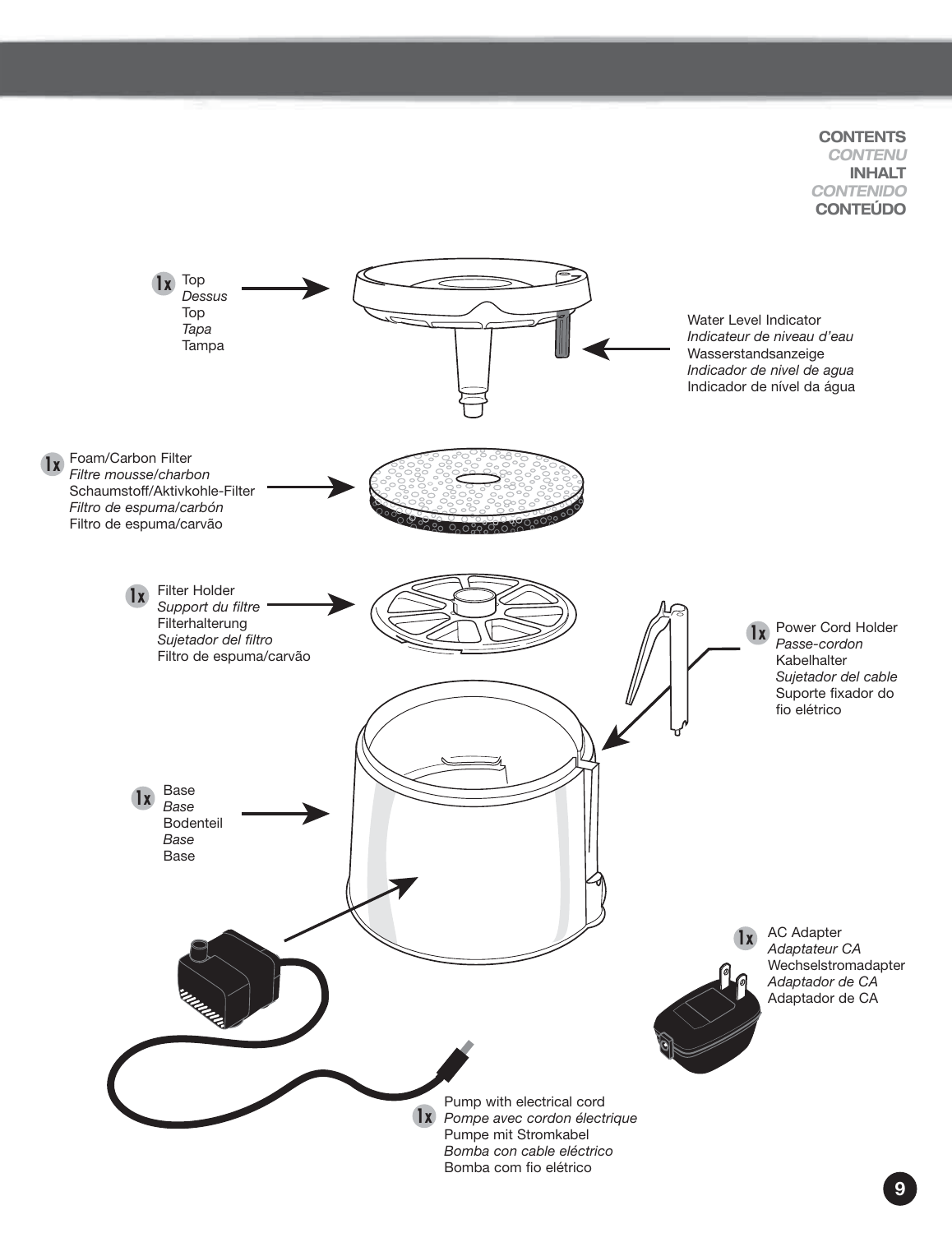## CONTENTS
## *CONTENU*
## INHALT
## *CONTENIDO*
## CONTEÚDO

**1x** Top
*Dessus*
Top
*Tapa*
Tampa

Water Level Indicator
*Indicateur de niveau d'eau*
Wasserstandsanzeige
*Indicador de nivel de agua*
Indicador de nível da água

**1x** Foam/Carbon Filter
*Filtre mousse/charbon*
Schaumstoff/Aktivkohle-Filter
*Filtro de espuma/carbón*
Filtro de espuma/carvão

**1x** Filter Holder
*Support du filtre*
Filterhalterung
*Sujetador del filtro*
Filtro de espuma/carvão

**1x** Power Cord Holder
*Passe-cordon*
Kabelhalter
*Sujetador del cable*
Suporte fixador do fio elétrico

**1x** Base
*Base*
Bodenteil
*Base*
Base

**1x** AC Adapter
*Adaptateur CA*
Wechselstromadapter
*Adaptador de CA*
Adaptador de CA

**1x** Pump with electrical cord
*Pompe avec cordon électrique*
Pumpe mit Stromkabel
*Bomba con cable eléctrico*
Bomba com fio elétrico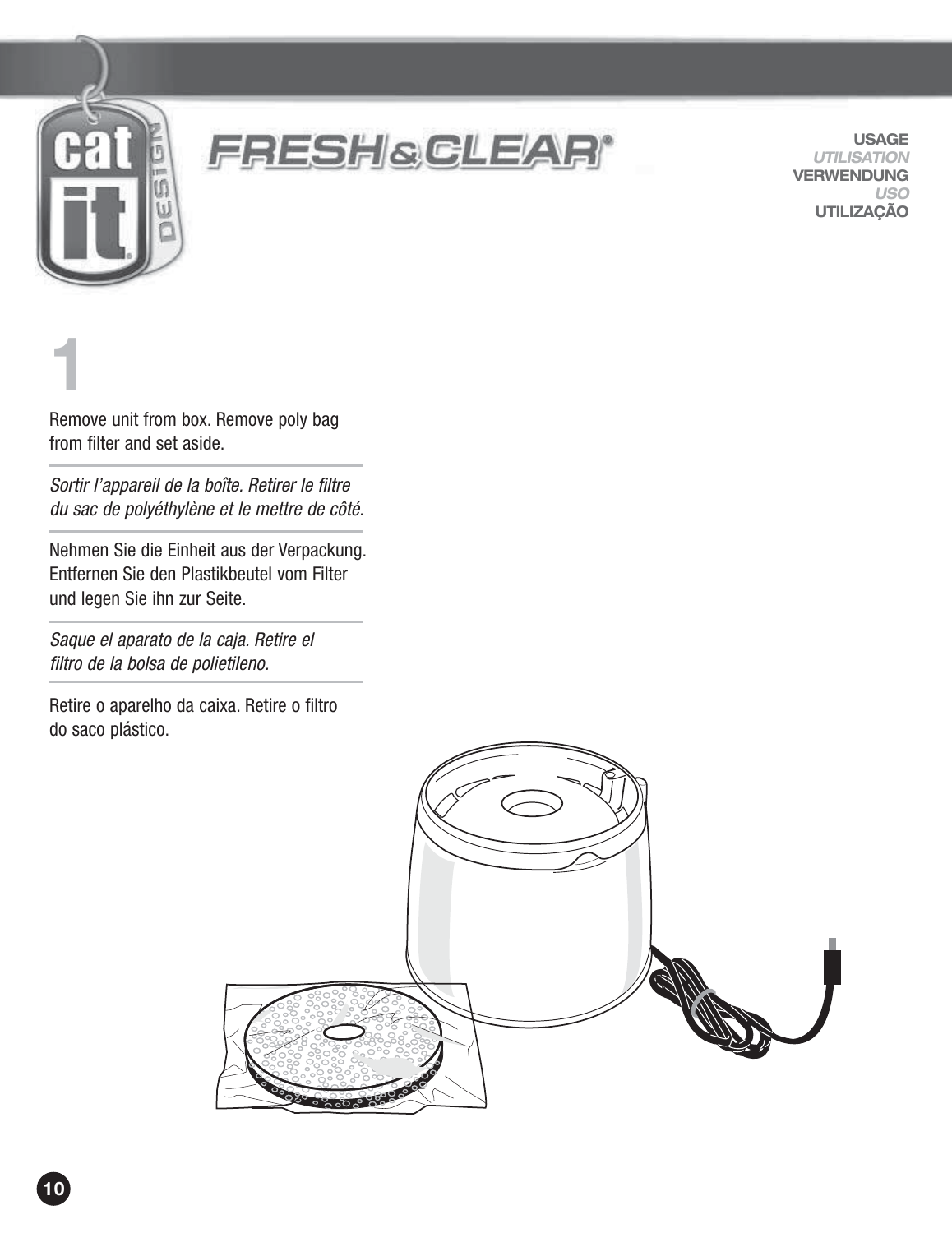# FRESH & CLEAR®

**USAGE**
*UTILISATION*
**VERWENDUNG**
*USO*
**UTILIZAÇÃO**

## 1

Remove unit from box. Remove poly bag from filter and set aside.

*Sortir l'appareil de la boîte. Retirer le filtre du sac de polyéthylène et le mettre de côté.*

Nehmen Sie die Einheit aus der Verpackung. Entfernen Sie den Plastikbeutel vom Filter und legen Sie ihn zur Seite.

*Saque el aparato de la caja. Retire el filtro de la bolsa de polietileno.*

Retire o aparelho da caixa. Retire o filtro do saco plástico.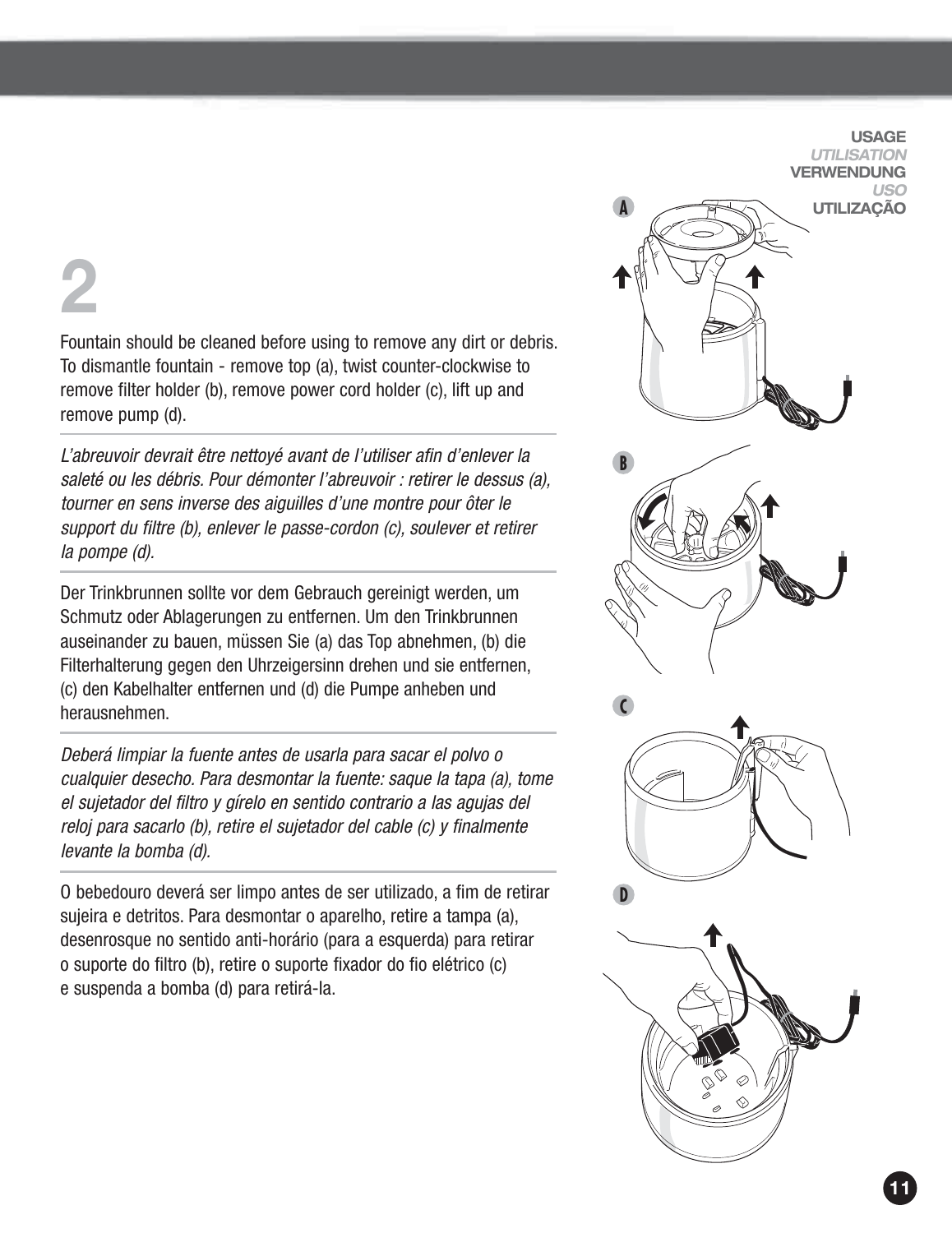USAGE
*UTILISATION*
VERWENDUNG
*USO*
UTILIZAÇÃO

# 2

Fountain should be cleaned before using to remove any dirt or debris. To dismantle fountain - remove top (a), twist counter-clockwise to remove filter holder (b), remove power cord holder (c), lift up and remove pump (d).

*L'abreuvoir devrait être nettoyé avant de l'utiliser afin d'enlever la saleté ou les débris. Pour démonter l'abreuvoir : retirer le dessus (a), tourner en sens inverse des aiguilles d'une montre pour ôter le support du filtre (b), enlever le passe-cordon (c), soulever et retirer la pompe (d).*

Der Trinkbrunnen sollte vor dem Gebrauch gereinigt werden, um Schmutz oder Ablagerungen zu entfernen. Um den Trinkbrunnen auseinander zu bauen, müssen Sie (a) das Top abnehmen, (b) die Filterhalterung gegen den Uhrzeigersinn drehen und sie entfernen, (c) den Kabelhalter entfernen und (d) die Pumpe anheben und herausnehmen.

*Deberá limpiar la fuente antes de usarla para sacar el polvo o cualquier desecho. Para desmontar la fuente: saque la tapa (a), tome el sujetador del filtro y gírelo en sentido contrario a las agujas del reloj para sacarlo (b), retire el sujetador del cable (c) y finalmente levante la bomba (d).*

O bebedouro deverá ser limpo antes de ser utilizado, a fim de retirar sujeira e detritos. Para desmontar o aparelho, retire a tampa (a), desenrosque no sentido anti-horário (para a esquerda) para retirar o suporte do filtro (b), retire o suporte fixador do fio elétrico (c) e suspenda a bomba (d) para retirá-la.

A

B

C

D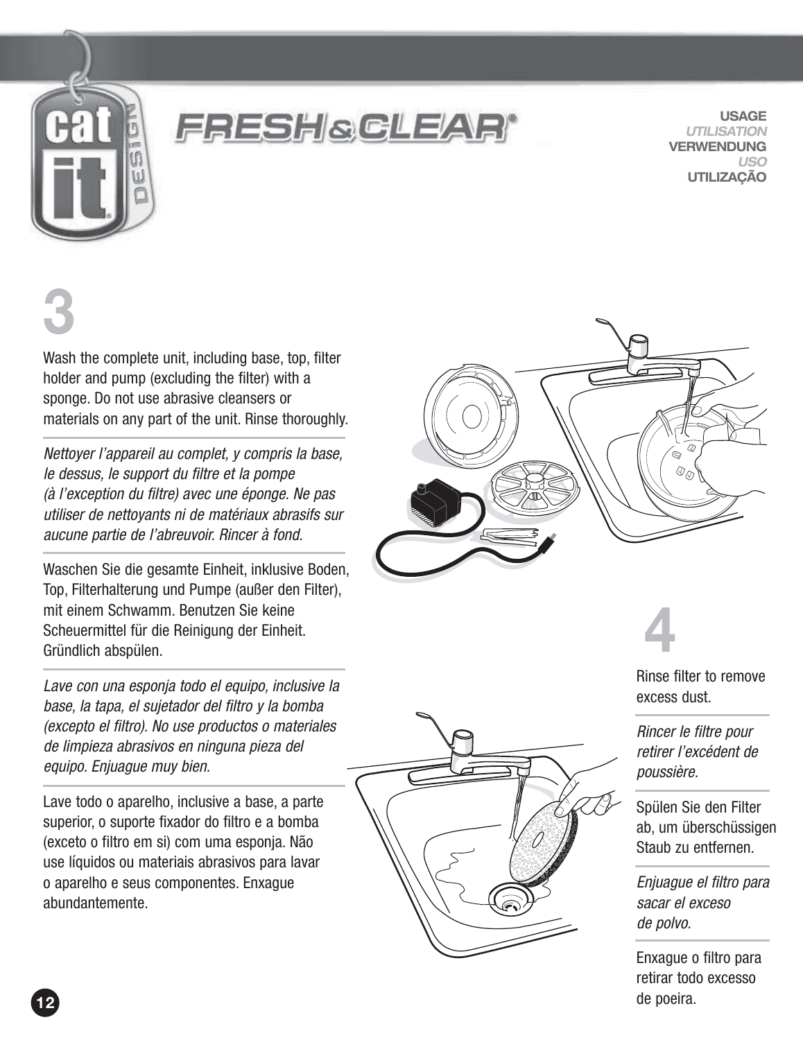USAGE
*UTILISATION*
VERWENDUNG
*USO*
UTILIZAÇÃO

# 3

Wash the complete unit, including base, top, filter holder and pump (excluding the filter) with a sponge. Do not use abrasive cleansers or materials on any part of the unit. Rinse thoroughly.

*Nettoyer l'appareil au complet, y compris la base, le dessus, le support du filtre et la pompe (à l'exception du filtre) avec une éponge. Ne pas utiliser de nettoyants ni de matériaux abrasifs sur aucune partie de l'abreuvoir. Rincer à fond.*

Waschen Sie die gesamte Einheit, inklusive Boden, Top, Filterhalterung und Pumpe (außer den Filter), mit einem Schwamm. Benutzen Sie keine Scheuermittel für die Reinigung der Einheit. Gründlich abspülen.

*Lave con una esponja todo el equipo, inclusive la base, la tapa, el sujetador del filtro y la bomba (excepto el filtro). No use productos o materiales de limpieza abrasivos en ninguna pieza del equipo. Enjuague muy bien.*

Lave todo o aparelho, inclusive a base, a parte superior, o suporte fixador do filtro e a bomba (exceto o filtro em si) com uma esponja. Não use líquidos ou materiais abrasivos para lavar o aparelho e seus componentes. Enxague abundantemente.

# 4

Rinse filter to remove excess dust.

*Rincer le filtre pour retirer l'excédent de poussière.*

Spülen Sie den Filter ab, um überschüssigen Staub zu entfernen.

*Enjuague el filtro para sacar el exceso de polvo.*

Enxague o filtro para retirar todo excesso de poeira.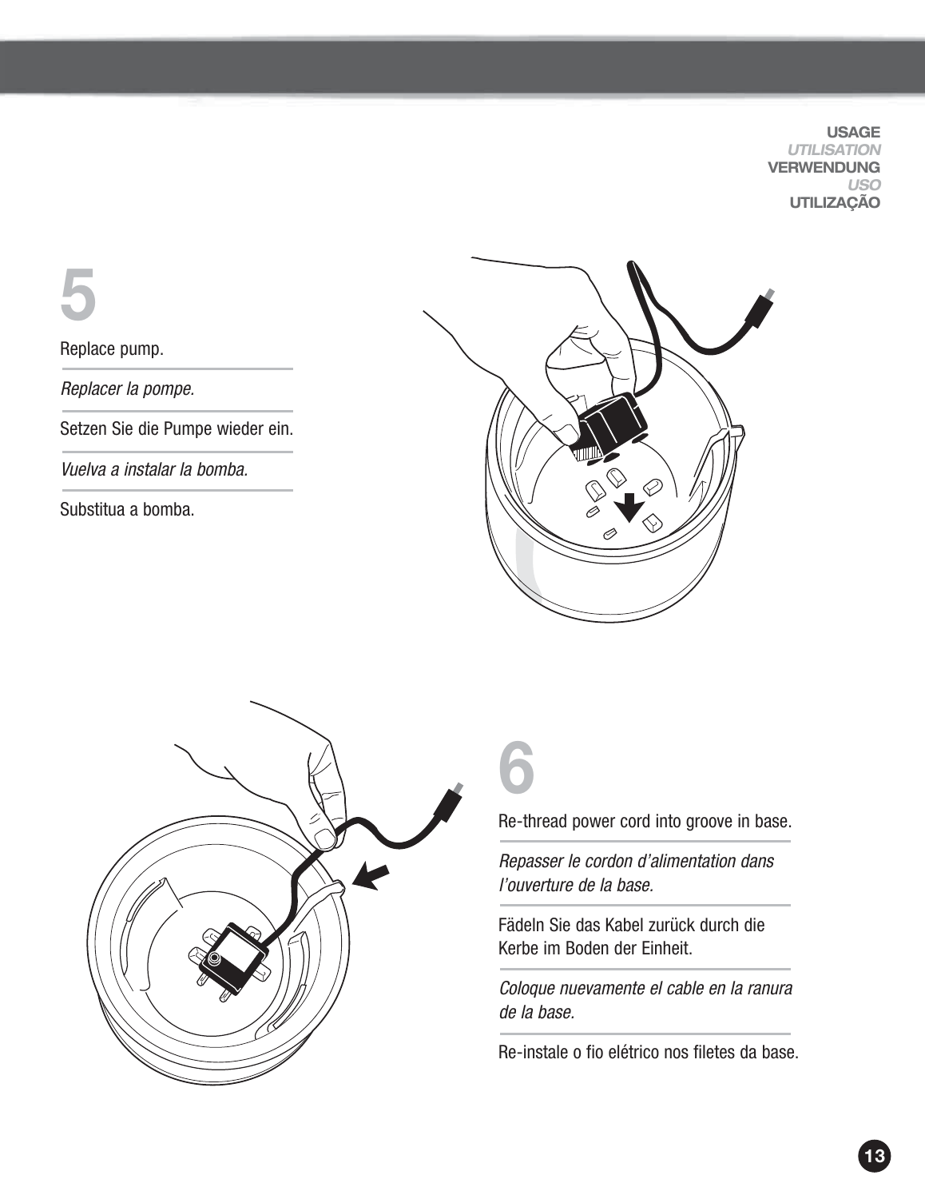USAGE
*UTILISATION*
VERWENDUNG
*USO*
UTILIZAÇÃO

## 5

Replace pump.

*Replacer la pompe.*

Setzen Sie die Pumpe wieder ein.

*Vuelva a instalar la bomba.*

Substitua a bomba.

## 6

Re-thread power cord into groove in base.

*Repasser le cordon d'alimentation dans l'ouverture de la base.*

Fädeln Sie das Kabel zurück durch die Kerbe im Boden der Einheit.

*Coloque nuevamente el cable en la ranura de la base.*

Re-instale o fio elétrico nos filetes da base.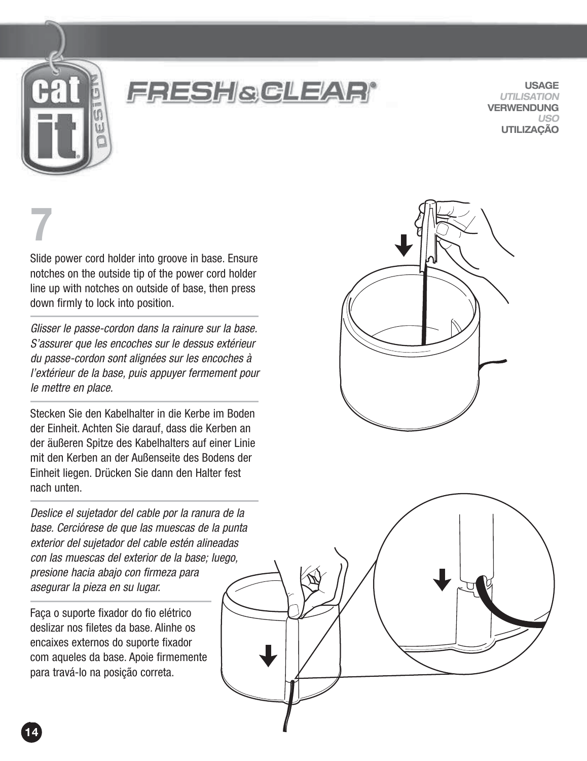# 7

Slide power cord holder into groove in base. Ensure notches on the outside tip of the power cord holder line up with notches on outside of base, then press down firmly to lock into position.

*Glisser le passe-cordon dans la rainure sur la base. S'assurer que les encoches sur le dessus extérieur du passe-cordon sont alignées sur les encoches à l'extérieur de la base, puis appuyer fermement pour le mettre en place.*

Stecken Sie den Kabelhalter in die Kerbe im Boden der Einheit. Achten Sie darauf, dass die Kerben an der äußeren Spitze des Kabelhalters auf einer Linie mit den Kerben an der Außenseite des Bodens der Einheit liegen. Drücken Sie dann den Halter fest nach unten.

*Deslice el sujetador del cable por la ranura de la base. Cerciórese de que las muescas de la punta exterior del sujetador del cable estén alineadas con las muescas del exterior de la base; luego, presione hacia abajo con firmeza para asegurar la pieza en su lugar.*

Faça o suporte fixador do fio elétrico deslizar nos filetes da base. Alinhe os encaixes externos do suporte fixador com aqueles da base. Apoie firmemente para travá-lo na posição correta.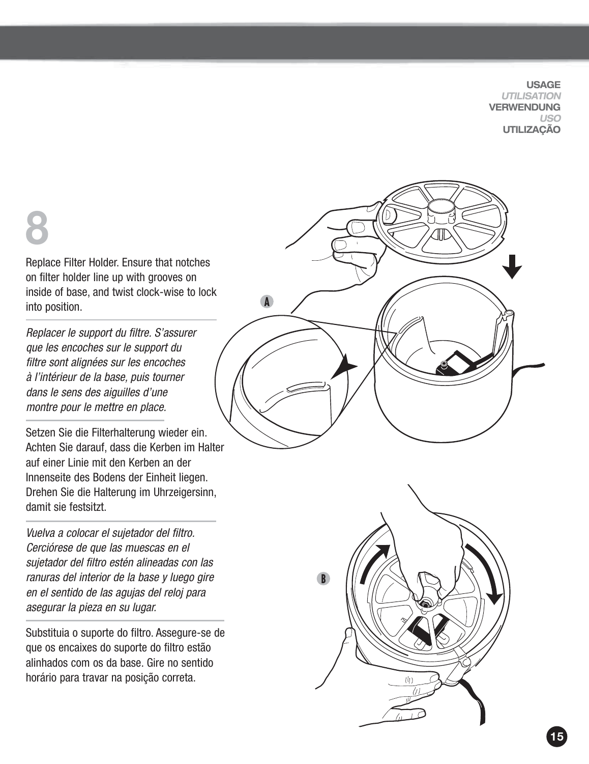USAGE
*UTILISATION*
VERWENDUNG
*USO*
UTILIZAÇÃO

# 8

Replace Filter Holder. Ensure that notches on filter holder line up with grooves on inside of base, and twist clock-wise to lock into position.

*Replacer le support du filtre. S'assurer que les encoches sur le support du filtre sont alignées sur les encoches à l'intérieur de la base, puis tourner dans le sens des aiguilles d'une montre pour le mettre en place.*

Setzen Sie die Filterhalterung wieder ein. Achten Sie darauf, dass die Kerben im Halter auf einer Linie mit den Kerben an der Innenseite des Bodens der Einheit liegen. Drehen Sie die Halterung im Uhrzeigersinn, damit sie festsitzt.

*Vuelva a colocar el sujetador del filtro. Cerciórese de que las muescas en el sujetador del filtro estén alineadas con las ranuras del interior de la base y luego gire en el sentido de las agujas del reloj para asegurar la pieza en su lugar.*

Substituia o suporte do filtro. Assegure-se de que os encaixes do suporte do filtro estão alinhados com os da base. Gire no sentido horário para travar na posição correta.

A

B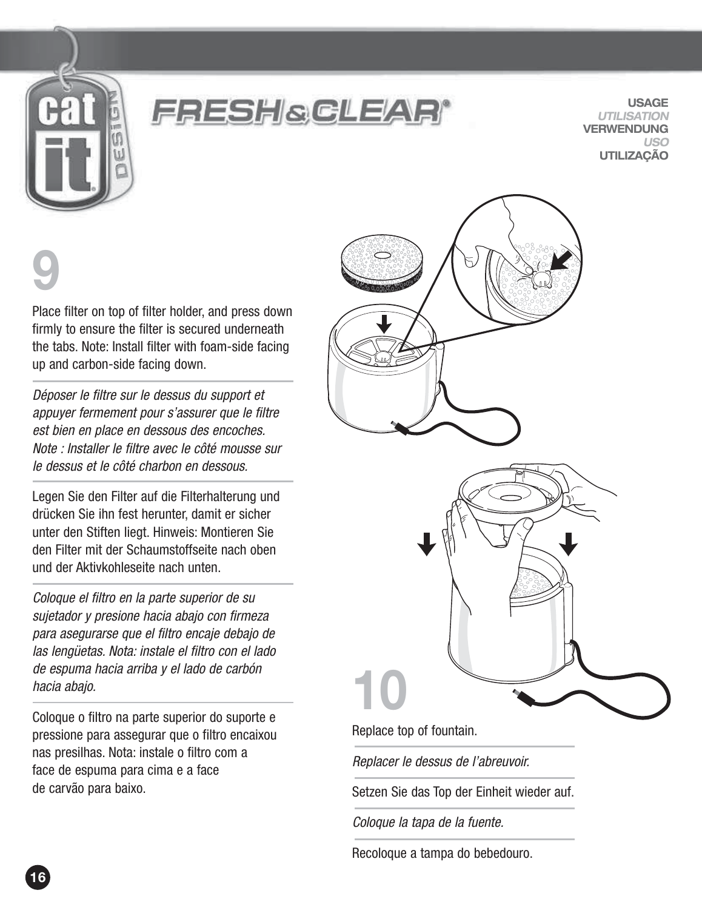# FRESH & CLEAR®

**USAGE**
*UTILISATION*
**VERWENDUNG**
*USO*
**UTILIZAÇÃO**

## 9

Place filter on top of filter holder, and press down firmly to ensure the filter is secured underneath the tabs. Note: Install filter with foam-side facing up and carbon-side facing down.

*Déposer le filtre sur le dessus du support et appuyer fermement pour s'assurer que le filtre est bien en place en dessous des encoches. Note : Installer le filtre avec le côté mousse sur le dessus et le côté charbon en dessous.*

Legen Sie den Filter auf die Filterhalterung und drücken Sie ihn fest herunter, damit er sicher unter den Stiften liegt. Hinweis: Montieren Sie den Filter mit der Schaumstoffseite nach oben und der Aktivkohleseite nach unten.

*Coloque el filtro en la parte superior de su sujetador y presione hacia abajo con firmeza para asegurarse que el filtro encaje debajo de las lengüetas. Nota: instale el filtro con el lado de espuma hacia arriba y el lado de carbón hacia abajo.*

Coloque o filtro na parte superior do suporte e pressione para assegurar que o filtro encaixou nas presilhas. Nota: instale o filtro com a face de espuma para cima e a face de carvão para baixo.

## 10

Replace top of fountain.

*Replacer le dessus de l'abreuvoir.*

Setzen Sie das Top der Einheit wieder auf.

*Coloque la tapa de la fuente.*

Recoloque a tampa do bebedouro.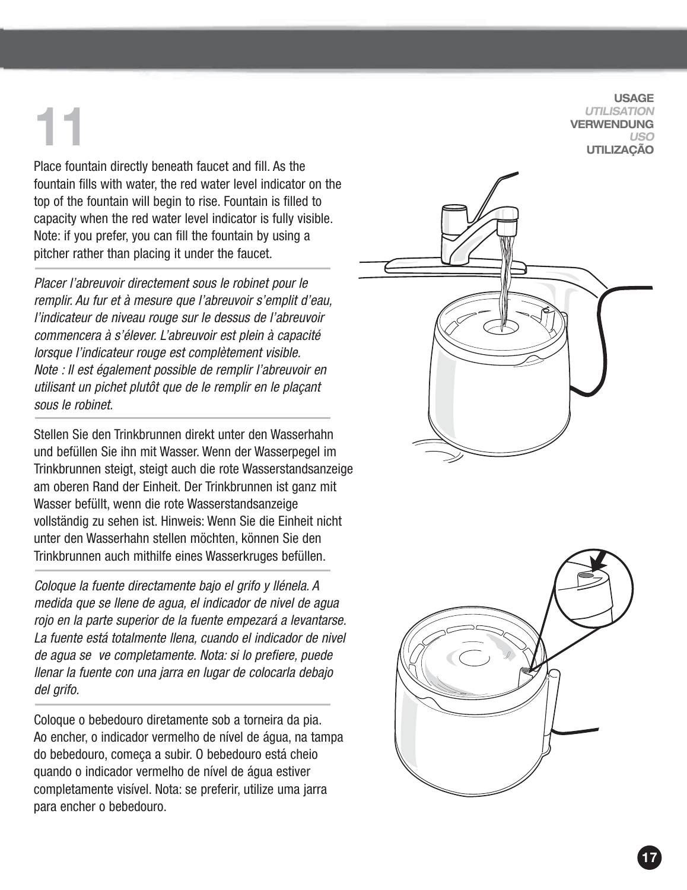**USAGE**
*UTILISATION*
**VERWENDUNG**
*USO*
**UTILIZAÇÃO**

# 11

Place fountain directly beneath faucet and fill. As the fountain fills with water, the red water level indicator on the top of the fountain will begin to rise. Fountain is filled to capacity when the red water level indicator is fully visible. Note: if you prefer, you can fill the fountain by using a pitcher rather than placing it under the faucet.

*Placer l'abreuvoir directement sous le robinet pour le remplir. Au fur et à mesure que l'abreuvoir s'emplit d'eau, l'indicateur de niveau rouge sur le dessus de l'abreuvoir commencera à s'élever. L'abreuvoir est plein à capacité lorsque l'indicateur rouge est complètement visible. Note : Il est également possible de remplir l'abreuvoir en utilisant un pichet plutôt que de le remplir en le plaçant sous le robinet.*

Stellen Sie den Trinkbrunnen direkt unter den Wasserhahn und befüllen Sie ihn mit Wasser. Wenn der Wasserpegel im Trinkbrunnen steigt, steigt auch die rote Wasserstandsanzeige am oberen Rand der Einheit. Der Trinkbrunnen ist ganz mit Wasser befüllt, wenn die rote Wasserstandsanzeige vollständig zu sehen ist. Hinweis: Wenn Sie die Einheit nicht unter den Wasserhahn stellen möchten, können Sie den Trinkbrunnen auch mithilfe eines Wasserkruges befüllen.

*Coloque la fuente directamente bajo el grifo y llénela. A medida que se llene de agua, el indicador de nivel de agua rojo en la parte superior de la fuente empezará a levantarse. La fuente está totalmente llena, cuando el indicador de nivel de agua se ve completamente. Nota: si lo prefiere, puede llenar la fuente con una jarra en lugar de colocarla debajo del grifo.*

Coloque o bebedouro diretamente sob a torneira da pia. Ao encher, o indicador vermelho de nível de água, na tampa do bebedouro, começa a subir. O bebedouro está cheio quando o indicador vermelho de nível de água estiver completamente visível. Nota: se preferir, utilize uma jarra para encher o bebedouro.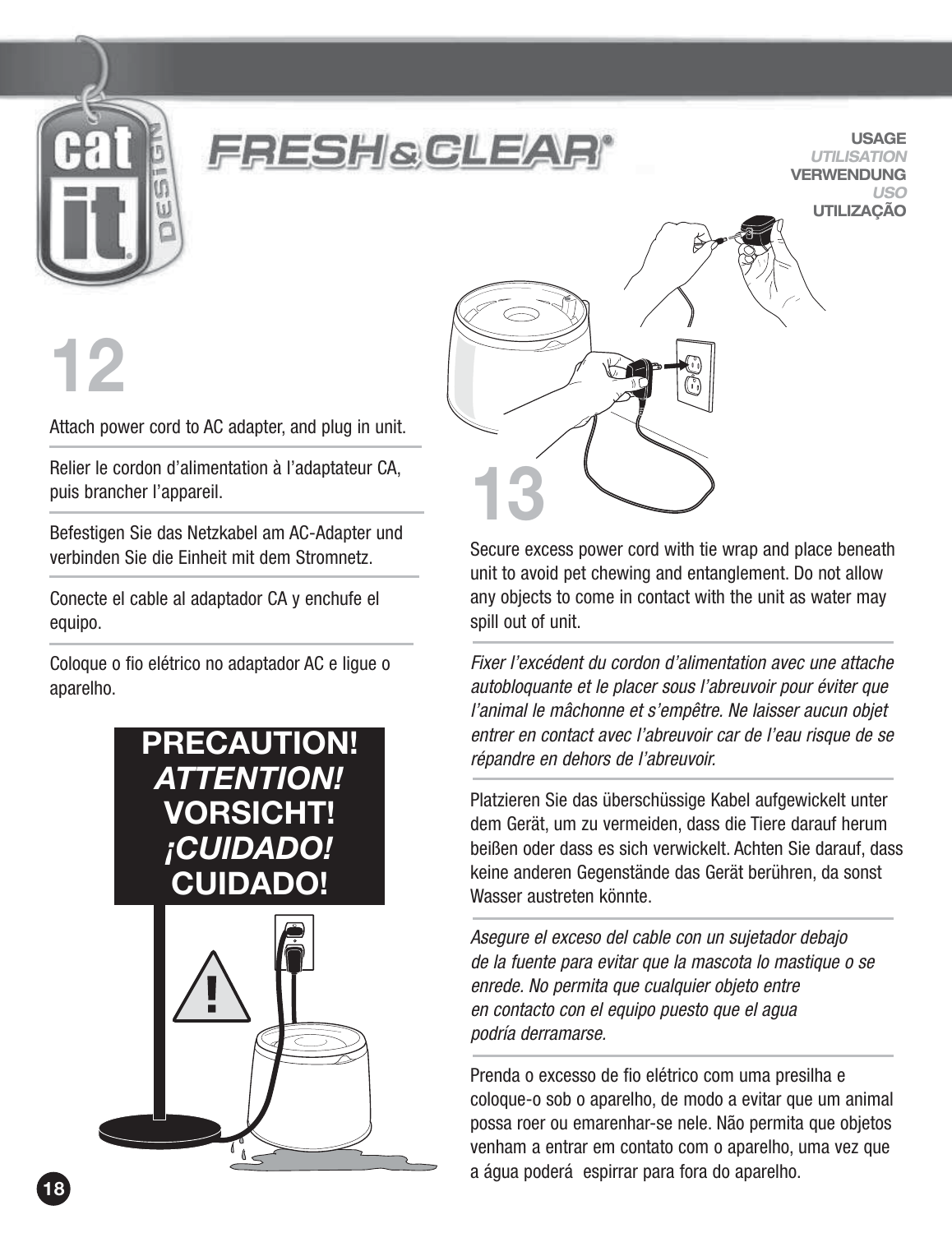USAGE
*UTILISATION*
VERWENDUNG
*USO*
UTILIZAÇÃO

## 12

Attach power cord to AC adapter, and plug in unit.

Relier le cordon d'alimentation à l'adaptateur CA, puis brancher l'appareil.

Befestigen Sie das Netzkabel am AC-Adapter und verbinden Sie die Einheit mit dem Stromnetz.

Conecte el cable al adaptador CA y enchufe el equipo.

Coloque o fio elétrico no adaptador AC e ligue o aparelho.

**PRECAUTION!**
***ATTENTION!***
**VORSICHT!**
***¡CUIDADO!***
**CUIDADO!**

## 13

Secure excess power cord with tie wrap and place beneath unit to avoid pet chewing and entanglement. Do not allow any objects to come in contact with the unit as water may spill out of unit.

*Fixer l'excédent du cordon d'alimentation avec une attache autobloquante et le placer sous l'abreuvoir pour éviter que l'animal le mâchonne et s'empêtre. Ne laisser aucun objet entrer en contact avec l'abreuvoir car de l'eau risque de se répandre en dehors de l'abreuvoir.*

Platzieren Sie das überschüssige Kabel aufgewickelt unter dem Gerät, um zu vermeiden, dass die Tiere darauf herum beißen oder dass es sich verwickelt. Achten Sie darauf, dass keine anderen Gegenstände das Gerät berühren, da sonst Wasser austreten könnte.

*Asegure el exceso del cable con un sujetador debajo de la fuente para evitar que la mascota lo mastique o se enrede. No permita que cualquier objeto entre en contacto con el equipo puesto que el agua podría derramarse.*

Prenda o excesso de fio elétrico com uma presilha e coloque-o sob o aparelho, de modo a evitar que um animal possa roer ou emarenhar-se nele. Não permita que objetos venham a entrar em contato com o aparelho, uma vez que a água poderá espirrar para fora do aparelho.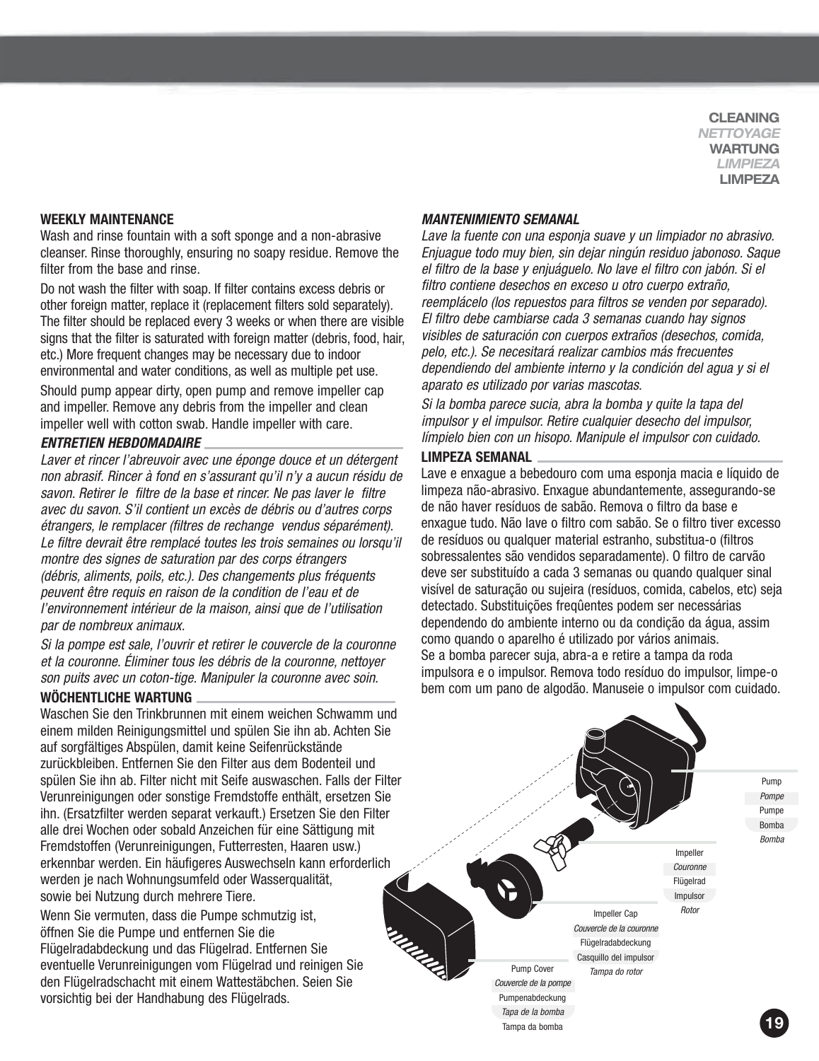**CLEANING**
*NETTOYAGE*
**WARTUNG**
*LIMPIEZA*
**LIMPEZA**

### WEEKLY MAINTENANCE

Wash and rinse fountain with a soft sponge and a non-abrasive cleanser. Rinse thoroughly, ensuring no soapy residue. Remove the filter from the base and rinse.

Do not wash the filter with soap. If filter contains excess debris or other foreign matter, replace it (replacement filters sold separately). The filter should be replaced every 3 weeks or when there are visible signs that the filter is saturated with foreign matter (debris, food, hair, etc.) More frequent changes may be necessary due to indoor environmental and water conditions, as well as multiple pet use.

Should pump appear dirty, open pump and remove impeller cap and impeller. Remove any debris from the impeller and clean impeller well with cotton swab. Handle impeller with care.

### *ENTRETIEN HEBDOMADAIRE*

*Laver et rincer l'abreuvoir avec une éponge douce et un détergent non abrasif. Rincer à fond en s'assurant qu'il n'y a aucun résidu de savon. Retirer le filtre de la base et rincer. Ne pas laver le filtre avec du savon. S'il contient un excès de débris ou d'autres corps étrangers, le remplacer (filtres de rechange vendus séparément). Le filtre devrait être remplacé toutes les trois semaines ou lorsqu'il montre des signes de saturation par des corps étrangers (débris, aliments, poils, etc.). Des changements plus fréquents peuvent être requis en raison de la condition de l'eau et de l'environnement intérieur de la maison, ainsi que de l'utilisation par de nombreux animaux.*

*Si la pompe est sale, l'ouvrir et retirer le couvercle de la couronne et la couronne. Éliminer tous les débris de la couronne, nettoyer son puits avec un coton-tige. Manipuler la couronne avec soin.*

### WÖCHENTLICHE WARTUNG

Waschen Sie den Trinkbrunnen mit einem weichen Schwamm und einem milden Reinigungsmittel und spülen Sie ihn ab. Achten Sie auf sorgfältiges Abspülen, damit keine Seifenrückstände zurückbleiben. Entfernen Sie den Filter aus dem Bodenteil und spülen Sie ihn ab. Filter nicht mit Seife auswaschen. Falls der Filter Verunreinigungen oder sonstige Fremdstoffe enthält, ersetzen Sie ihn. (Ersatzfilter werden separat verkauft.) Ersetzen Sie den Filter alle drei Wochen oder sobald Anzeichen für eine Sättigung mit Fremdstoffen (Verunreinigungen, Futterresten, Haaren usw.) erkennbar werden. Ein häufigeres Auswechseln kann erforderlich werden je nach Wohnungsumfeld oder Wasserqualität, sowie bei Nutzung durch mehrere Tiere.

Wenn Sie vermuten, dass die Pumpe schmutzig ist, öffnen Sie die Pumpe und entfernen Sie die Flügelradabdeckung und das Flügelrad. Entfernen Sie eventuelle Verunreinigungen vom Flügelrad und reinigen Sie den Flügelradschacht mit einem Wattestäbchen. Seien Sie vorsichtig bei der Handhabung des Flügelrads.

### *MANTENIMIENTO SEMANAL*

*Lave la fuente con una esponja suave y un limpiador no abrasivo. Enjuague todo muy bien, sin dejar ningún residuo jabonoso. Saque el filtro de la base y enjuáguelo. No lave el filtro con jabón. Si el filtro contiene desechos en exceso u otro cuerpo extraño, reemplácelo (los repuestos para filtros se venden por separado). El filtro debe cambiarse cada 3 semanas cuando hay signos visibles de saturación con cuerpos extraños (desechos, comida, pelo, etc.). Se necesitará realizar cambios más frecuentes dependiendo del ambiente interno y la condición del agua y si el aparato es utilizado por varias mascotas.*

*Si la bomba parece sucia, abra la bomba y quite la tapa del impulsor y el impulsor. Retire cualquier desecho del impulsor, límpielo bien con un hisopo. Manipule el impulsor con cuidado.*

### LIMPEZA SEMANAL

Lave e enxague a bebedouro com uma esponja macia e líquido de limpeza não-abrasivo. Enxague abundantemente, assegurando-se de não haver resíduos de sabão. Remova o filtro da base e enxague tudo. Não lave o filtro com sabão. Se o filtro tiver excesso de resíduos ou qualquer material estranho, substitua-o (filtros sobressalentes são vendidos separadamente). O filtro de carvão deve ser substituído a cada 3 semanas ou quando qualquer sinal visível de saturação ou sujeira (resíduos, comida, cabelos, etc) seja detectado. Substituições freqüentes podem ser necessárias dependendo do ambiente interno ou da condição da água, assim como quando o aparelho é utilizado por vários animais.
Se a bomba parecer suja, abra-a e retire a tampa da roda impulsora e o impulsor. Remova todo resíduo do impulsor, limpe-o bem com um pano de algodão. Manuseie o impulsor com cuidado.

Pump
*Pompe*
Pumpe
Bomba
*Bomba*

Impeller
*Couronne*
Flügelrad
Impulsor
*Rotor*

Impeller Cap
*Couvercle de la couronne*
Flügelradabdeckung
Casquillo del impulsor
*Tampa do rotor*

Pump Cover
*Couvercle de la pompe*
Pumpenabdeckung
*Tapa de la bomba*
Tampa da bomba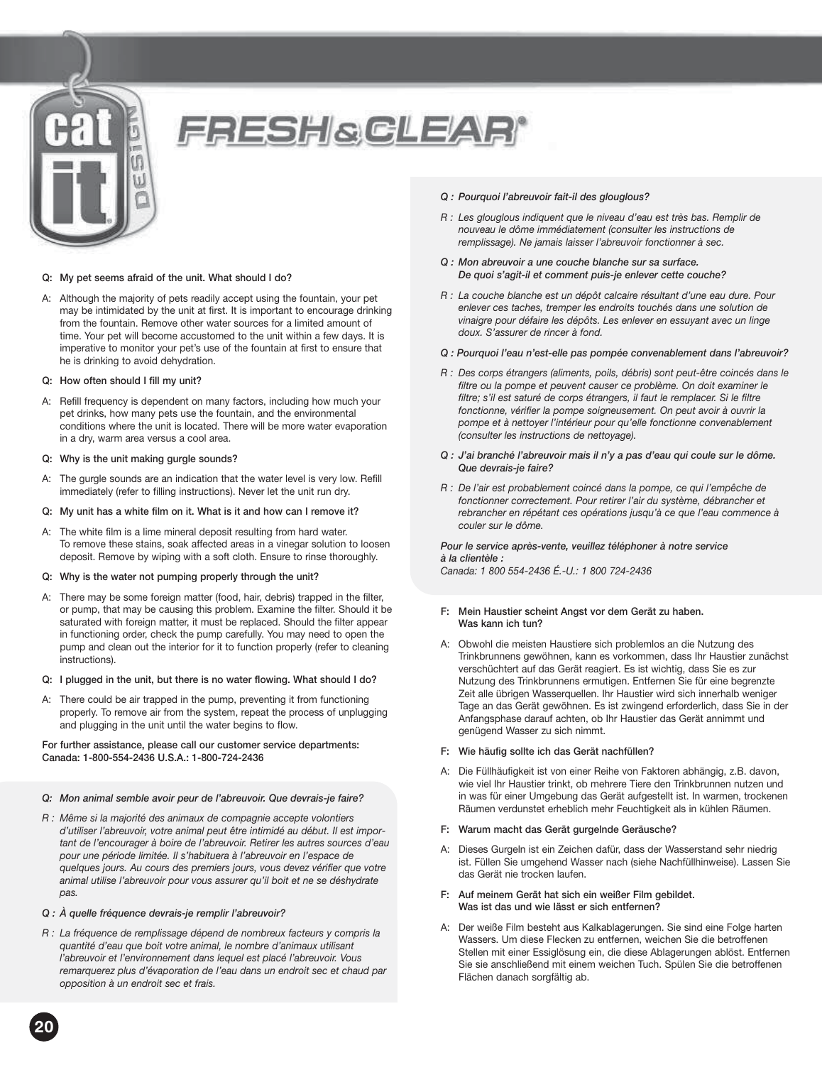# FRESH&CLEAR®

**Q: My pet seems afraid of the unit. What should I do?**

A: Although the majority of pets readily accept using the fountain, your pet may be intimidated by the unit at first. It is important to encourage drinking from the fountain. Remove other water sources for a limited amount of time. Your pet will become accustomed to the unit within a few days. It is imperative to monitor your pet's use of the fountain at first to ensure that he is drinking to avoid dehydration.

**Q: How often should I fill my unit?**

A: Refill frequency is dependent on many factors, including how much your pet drinks, how many pets use the fountain, and the environmental conditions where the unit is located. There will be more water evaporation in a dry, warm area versus a cool area.

**Q: Why is the unit making gurgle sounds?**

A: The gurgle sounds are an indication that the water level is very low. Refill immediately (refer to filling instructions). Never let the unit run dry.

**Q: My unit has a white film on it. What is it and how can I remove it?**

A: The white film is a lime mineral deposit resulting from hard water. To remove these stains, soak affected areas in a vinegar solution to loosen deposit. Remove by wiping with a soft cloth. Ensure to rinse thoroughly.

**Q: Why is the water not pumping properly through the unit?**

A: There may be some foreign matter (food, hair, debris) trapped in the filter, or pump, that may be causing this problem. Examine the filter. Should it be saturated with foreign matter, it must be replaced. Should the filter appear in functioning order, check the pump carefully. You may need to open the pump and clean out the interior for it to function properly (refer to cleaning instructions).

**Q: I plugged in the unit, but there is no water flowing. What should I do?**

A: There could be air trapped in the pump, preventing it from functioning properly. To remove air from the system, repeat the process of unplugging and plugging in the unit until the water begins to flow.

**For further assistance, please call our customer service departments: Canada: 1-800-554-2436 U.S.A.: 1-800-724-2436**

***Q: Mon animal semble avoir peur de l'abreuvoir. Que devrais-je faire?***

*R : Même si la majorité des animaux de compagnie accepte volontiers d'utiliser l'abreuvoir, votre animal peut être intimidé au début. Il est important de l'encourager à boire de l'abreuvoir. Retirer les autres sources d'eau pour une période limitée. Il s'habituera à l'abreuvoir en l'espace de quelques jours. Au cours des premiers jours, vous devez vérifier que votre animal utilise l'abreuvoir pour vous assurer qu'il boit et ne se déshydrate pas.*

***Q : À quelle fréquence devrais-je remplir l'abreuvoir?***

*R : La fréquence de remplissage dépend de nombreux facteurs y compris la quantité d'eau que boit votre animal, le nombre d'animaux utilisant l'abreuvoir et l'environnement dans lequel est placé l'abreuvoir. Vous remarquerez plus d'évaporation de l'eau dans un endroit sec et chaud par opposition à un endroit sec et frais.*

***Q : Pourquoi l'abreuvoir fait-il des glouglous?***

*R : Les glouglous indiquent que le niveau d'eau est très bas. Remplir de nouveau le dôme immédiatement (consulter les instructions de remplissage). Ne jamais laisser l'abreuvoir fonctionner à sec.*

***Q : Mon abreuvoir a une couche blanche sur sa surface. De quoi s'agit-il et comment puis-je enlever cette couche?***

*R : La couche blanche est un dépôt calcaire résultant d'une eau dure. Pour enlever ces taches, tremper les endroits touchés dans une solution de vinaigre pour défaire les dépôts. Les enlever en essuyant avec un linge doux. S'assurer de rincer à fond.*

***Q : Pourquoi l'eau n'est-elle pas pompée convenablement dans l'abreuvoir?***

*R : Des corps étrangers (aliments, poils, débris) sont peut-être coincés dans le filtre ou la pompe et peuvent causer ce problème. On doit examiner le filtre; s'il est saturé de corps étrangers, il faut le remplacer. Si le filtre fonctionne, vérifier la pompe soigneusement. On peut avoir à ouvrir la pompe et à nettoyer l'intérieur pour qu'elle fonctionne convenablement (consulter les instructions de nettoyage).*

***Q : J'ai branché l'abreuvoir mais il n'y a pas d'eau qui coule sur le dôme. Que devrais-je faire?***

*R : De l'air est probablement coincé dans la pompe, ce qui l'empêche de fonctionner correctement. Pour retirer l'air du système, débrancher et rebrancher en répétant ces opérations jusqu'à ce que l'eau commence à couler sur le dôme.*

***Pour le service après-vente, veuillez téléphoner à notre service à la clientèle :***
*Canada: 1 800 554-2436 É.-U.: 1 800 724-2436*

**F: Mein Haustier scheint Angst vor dem Gerät zu haben. Was kann ich tun?**

A: Obwohl die meisten Haustiere sich problemlos an die Nutzung des Trinkbrunnens gewöhnen, kann es vorkommen, dass Ihr Haustier zunächst verschüchtert auf das Gerät reagiert. Es ist wichtig, dass Sie es zur Nutzung des Trinkbrunnens ermutigen. Entfernen Sie für eine begrenzte Zeit alle übrigen Wasserquellen. Ihr Haustier wird sich innerhalb weniger Tage an das Gerät gewöhnen. Es ist zwingend erforderlich, dass Sie in der Anfangsphase darauf achten, ob Ihr Haustier das Gerät annimmt und genügend Wasser zu sich nimmt.

**F: Wie häufig sollte ich das Gerät nachfüllen?**

A: Die Füllhäufigkeit ist von einer Reihe von Faktoren abhängig, z.B. davon, wie viel Ihr Haustier trinkt, ob mehrere Tiere den Trinkbrunnen nutzen und in was für einer Umgebung das Gerät aufgestellt ist. In warmen, trockenen Räumen verdunstet erheblich mehr Feuchtigkeit als in kühlen Räumen.

**F: Warum macht das Gerät gurgelnde Geräusche?**

A: Dieses Gurgeln ist ein Zeichen dafür, dass der Wasserstand sehr niedrig ist. Füllen Sie umgehend Wasser nach (siehe Nachfüllhinweise). Lassen Sie das Gerät nie trocken laufen.

**F: Auf meinem Gerät hat sich ein weißer Film gebildet. Was ist das und wie lässt er sich entfernen?**

A: Der weiße Film besteht aus Kalkablagerungen. Sie sind eine Folge harten Wassers. Um diese Flecken zu entfernen, weichen Sie die betroffenen Stellen mit einer Essiglösung ein, die diese Ablagerungen ablöst. Entfernen Sie sie anschließend mit einem weichen Tuch. Spülen Sie die betroffenen Flächen danach sorgfältig ab.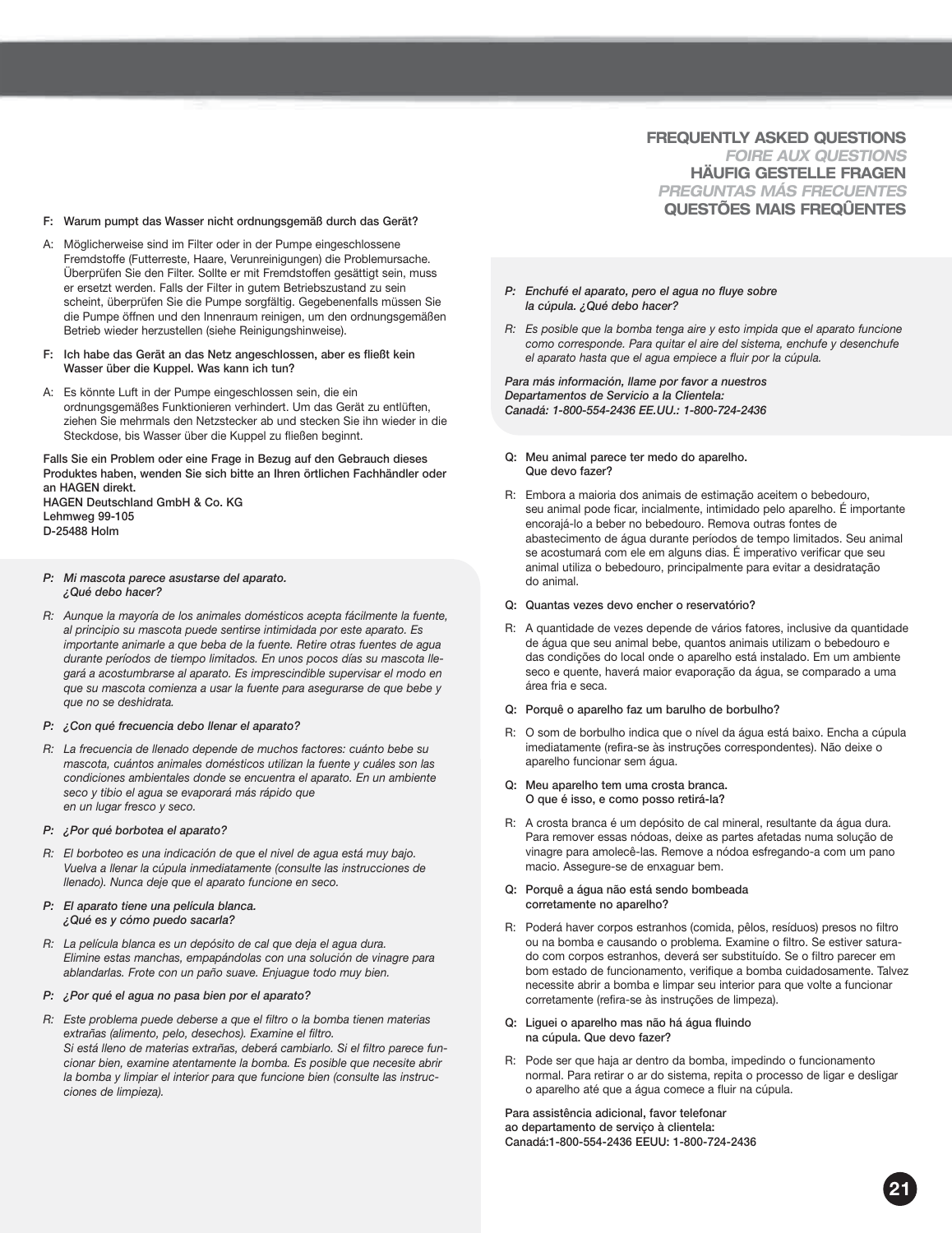## FREQUENTLY ASKED QUESTIONS
## *FOIRE AUX QUESTIONS*
## HÄUFIG GESTELLE FRAGEN
## *PREGUNTAS MÁS FRECUENTES*
## QUESTÕES MAIS FREQÛENTES

**F: Warum pumpt das Wasser nicht ordnungsgemäß durch das Gerät?**

A: Möglicherweise sind im Filter oder in der Pumpe eingeschlossene Fremdstoffe (Futterreste, Haare, Verunreinigungen) die Problemursache. Überprüfen Sie den Filter. Sollte er mit Fremdstoffen gesättigt sein, muss er ersetzt werden. Falls der Filter in gutem Betriebszustand zu sein scheint, überprüfen Sie die Pumpe sorgfältig. Gegebenenfalls müssen Sie die Pumpe öffnen und den Innenraum reinigen, um den ordnungsgemäßen Betrieb wieder herzustellen (siehe Reinigungshinweise).

**F: Ich habe das Gerät an das Netz angeschlossen, aber es fließt kein Wasser über die Kuppel. Was kann ich tun?**

A: Es könnte Luft in der Pumpe eingeschlossen sein, die ein ordnungsgemäßes Funktionieren verhindert. Um das Gerät zu entlüften, ziehen Sie mehrmals den Netzstecker ab und stecken Sie ihn wieder in die Steckdose, bis Wasser über die Kuppel zu fließen beginnt.

**Falls Sie ein Problem oder eine Frage in Bezug auf den Gebrauch dieses Produktes haben, wenden Sie sich bitte an Ihren örtlichen Fachhändler oder an HAGEN direkt.**
**HAGEN Deutschland GmbH & Co. KG**
**Lehmweg 99-105**
**D-25488 Holm**

***P: Mi mascota parece asustarse del aparato. ¿Qué debo hacer?***

*R: Aunque la mayoría de los animales domésticos acepta fácilmente la fuente, al principio su mascota puede sentirse intimidada por este aparato. Es importante animarle a que beba de la fuente. Retire otras fuentes de agua durante períodos de tiempo limitados. En unos pocos días su mascota llegará a acostumbrarse al aparato. Es imprescindible supervisar el modo en que su mascota comienza a usar la fuente para asegurarse de que bebe y que no se deshidrata.*

***P: ¿Con qué frecuencia debo llenar el aparato?***

*R: La frecuencia de llenado depende de muchos factores: cuánto bebe su mascota, cuántos animales domésticos utilizan la fuente y cuáles son las condiciones ambientales donde se encuentra el aparato. En un ambiente seco y tibio el agua se evaporará más rápido que en un lugar fresco y seco.*

***P: ¿Por qué borbotea el aparato?***

*R: El borboteo es una indicación de que el nivel de agua está muy bajo. Vuelva a llenar la cúpula inmediatamente (consulte las instrucciones de llenado). Nunca deje que el aparato funcione en seco.*

***P: El aparato tiene una película blanca. ¿Qué es y cómo puedo sacarla?***

*R: La película blanca es un depósito de cal que deja el agua dura. Elimine estas manchas, empapándolas con una solución de vinagre para ablandarlas. Frote con un paño suave. Enjuague todo muy bien.*

***P: ¿Por qué el agua no pasa bien por el aparato?***

*R: Este problema puede deberse a que el filtro o la bomba tienen materias extrañas (alimento, pelo, desechos). Examine el filtro. Si está lleno de materias extrañas, deberá cambiarlo. Si el filtro parece funcionar bien, examine atentamente la bomba. Es posible que necesite abrir la bomba y limpiar el interior para que funcione bien (consulte las instrucciones de limpieza).*

***P: Enchufé el aparato, pero el agua no fluye sobre la cúpula. ¿Qué debo hacer?***

*R: Es posible que la bomba tenga aire y esto impida que el aparato funcione como corresponde. Para quitar el aire del sistema, enchufe y desenchufe el aparato hasta que el agua empiece a fluir por la cúpula.*

***Para más información, llame por favor a nuestros Departamentos de Servicio a la Clientela:***
***Canadá: 1-800-554-2436 EE.UU.: 1-800-724-2436***

**Q: Meu animal parece ter medo do aparelho. Que devo fazer?**

R: Embora a maioria dos animais de estimação aceitem o bebedouro, seu animal pode ficar, incialmente, intimidado pelo aparelho. É importante encorajá-lo a beber no bebedouro. Remova outras fontes de abastecimento de água durante períodos de tempo limitados. Seu animal se acostumará com ele em alguns dias. É imperativo verificar que seu animal utiliza o bebedouro, principalmente para evitar a desidratação do animal.

**Q: Quantas vezes devo encher o reservatório?**

R: A quantidade de vezes depende de vários fatores, inclusive da quantidade de água que seu animal bebe, quantos animais utilizam o bebedouro e das condições do local onde o aparelho está instalado. Em um ambiente seco e quente, haverá maior evaporação da água, se comparado a uma área fria e seca.

**Q: Porquê o aparelho faz um barulho de borbulho?**

R: O som de borbulho indica que o nível da água está baixo. Encha a cúpula imediatamente (refira-se às instruções correspondentes). Não deixe o aparelho funcionar sem água.

**Q: Meu aparelho tem uma crosta branca. O que é isso, e como posso retirá-la?**

R: A crosta branca é um depósito de cal mineral, resultante da água dura. Para remover essas nódoas, deixe as partes afetadas numa solução de vinagre para amolecê-las. Remove a nódoa esfregando-a com um pano macio. Assegure-se de enxaguar bem.

**Q: Porquê a água não está sendo bombeada corretamente no aparelho?**

R: Poderá haver corpos estranhos (comida, pêlos, resíduos) presos no filtro ou na bomba e causando o problema. Examine o filtro. Se estiver saturado com corpos estranhos, deverá ser substituído. Se o filtro parecer em bom estado de funcionamento, verifique a bomba cuidadosamente. Talvez necessite abrir a bomba e limpar seu interior para que volte a funcionar corretamente (refira-se às instruções de limpeza).

**Q: Liguei o aparelho mas não há água fluindo na cúpula. Que devo fazer?**

R: Pode ser que haja ar dentro da bomba, impedindo o funcionamento normal. Para retirar o ar do sistema, repita o processo de ligar e desligar o aparelho até que a água comece a fluir na cúpula.

**Para assistência adicional, favor telefonar ao departamento de serviço à clientela:**
**Canadá:1-800-554-2436 EEUU: 1-800-724-2436**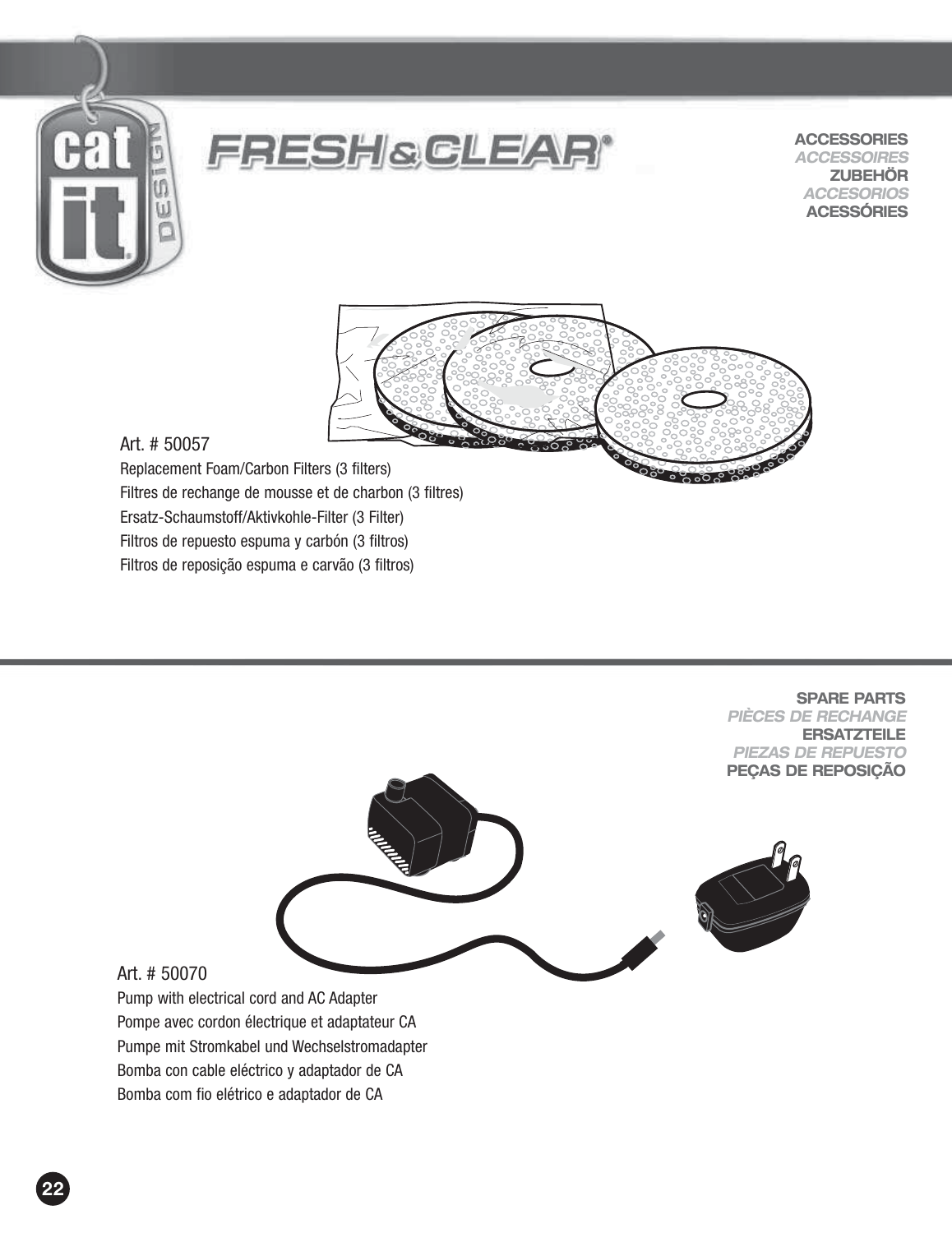# FRESH & CLEAR®

## ACCESSORIES
*ACCESSOIRES*
**ZUBEHÖR**
*ACCESORIOS*
**ACESSÓRIES**

Art. # 50057

Replacement Foam/Carbon Filters (3 filters)
Filtres de rechange de mousse et de charbon (3 filtres)
Ersatz-Schaumstoff/Aktivkohle-Filter (3 Filter)
Filtros de repuesto espuma y carbón (3 filtros)
Filtros de reposição espuma e carvão (3 filtros)

## SPARE PARTS
*PIÈCES DE RECHANGE*
**ERSATZTEILE**
*PIEZAS DE REPUESTO*
**PEÇAS DE REPOSIÇÃO**

Art. # 50070

Pump with electrical cord and AC Adapter
Pompe avec cordon électrique et adaptateur CA
Pumpe mit Stromkabel und Wechselstromadapter
Bomba con cable eléctrico y adaptador de CA
Bomba com fio elétrico e adaptador de CA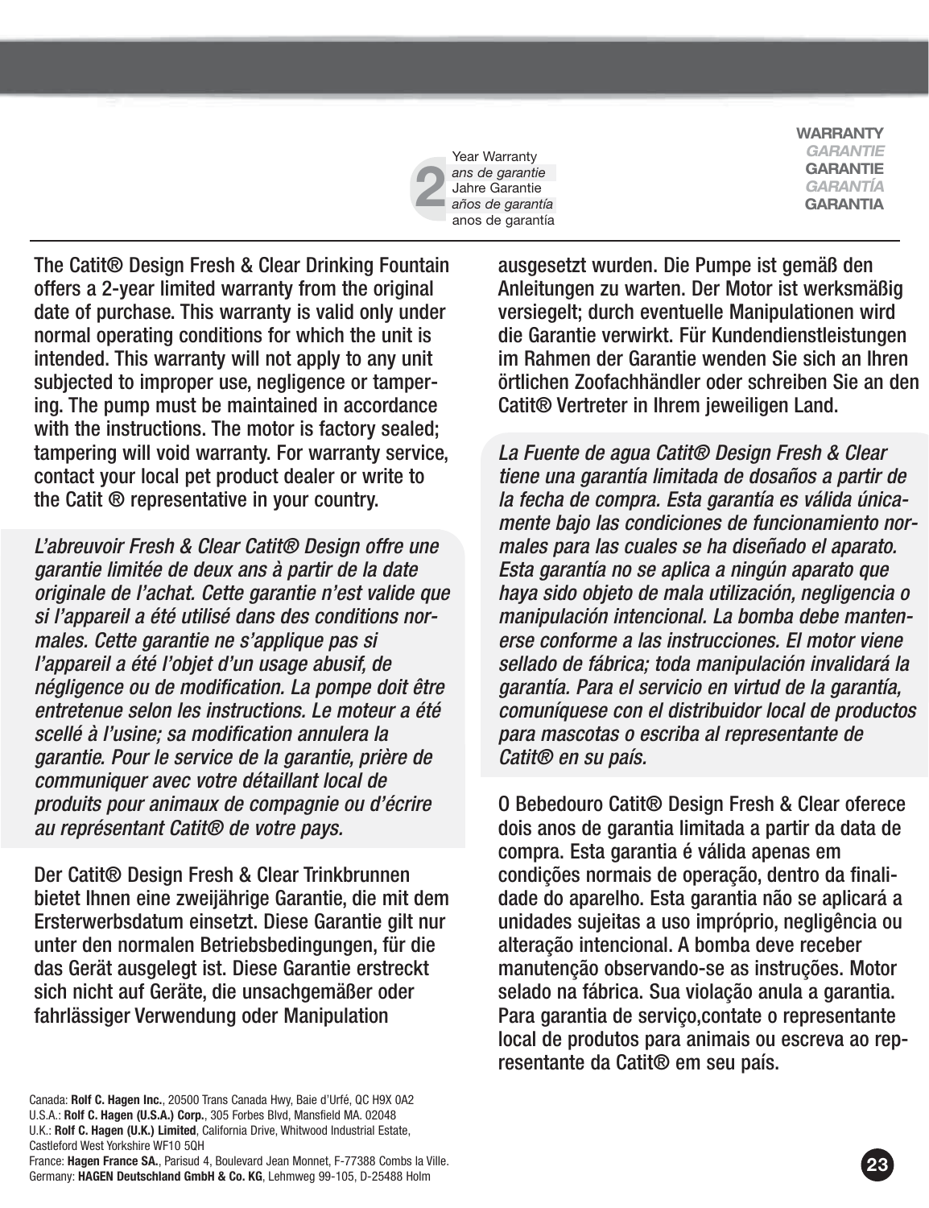**2** Year Warranty
*ans de garantie*
Jahre Garantie
*años de garantía*
anos de garantía

**WARRANTY**
***GARANTIE***
**GARANTIE**
***GARANTÍA***
**GARANTIA**

The Catit® Design Fresh & Clear Drinking Fountain offers a 2-year limited warranty from the original date of purchase. This warranty is valid only under normal operating conditions for which the unit is intended. This warranty will not apply to any unit subjected to improper use, negligence or tampering. The pump must be maintained in accordance with the instructions. The motor is factory sealed; tampering will void warranty. For warranty service, contact your local pet product dealer or write to the Catit ® representative in your country.

*L'abreuvoir Fresh & Clear Catit® Design offre une garantie limitée de deux ans à partir de la date originale de l'achat. Cette garantie n'est valide que si l'appareil a été utilisé dans des conditions normales. Cette garantie ne s'applique pas si l'appareil a été l'objet d'un usage abusif, de négligence ou de modification. La pompe doit être entretenue selon les instructions. Le moteur a été scellé à l'usine; sa modification annulera la garantie. Pour le service de la garantie, prière de communiquer avec votre détaillant local de produits pour animaux de compagnie ou d'écrire au représentant Catit® de votre pays.*

Der Catit® Design Fresh & Clear Trinkbrunnen bietet Ihnen eine zweijährige Garantie, die mit dem Ersterwerbsdatum einsetzt. Diese Garantie gilt nur unter den normalen Betriebsbedingungen, für die das Gerät ausgelegt ist. Diese Garantie erstreckt sich nicht auf Geräte, die unsachgemäßer oder fahrlässiger Verwendung oder Manipulation ausgesetzt wurden. Die Pumpe ist gemäß den Anleitungen zu warten. Der Motor ist werksmäßig versiegelt; durch eventuelle Manipulationen wird die Garantie verwirkt. Für Kundendienstleistungen im Rahmen der Garantie wenden Sie sich an Ihren örtlichen Zoofachhändler oder schreiben Sie an den Catit® Vertreter in Ihrem jeweiligen Land.

*La Fuente de agua Catit® Design Fresh & Clear tiene una garantía limitada de dosaños a partir de la fecha de compra. Esta garantía es válida únicamente bajo las condiciones de funcionamiento normales para las cuales se ha diseñado el aparato. Esta garantía no se aplica a ningún aparato que haya sido objeto de mala utilización, negligencia o manipulación intencional. La bomba debe mantenerse conforme a las instrucciones. El motor viene sellado de fábrica; toda manipulación invalidará la garantía. Para el servicio en virtud de la garantía, comuníquese con el distribuidor local de productos para mascotas o escriba al representante de Catit® en su país.*

O Bebedouro Catit® Design Fresh & Clear oferece dois anos de garantia limitada a partir da data de compra. Esta garantia é válida apenas em condições normais de operação, dentro da finalidade do aparelho. Esta garantia não se aplicará a unidades sujeitas a uso impróprio, negligência ou alteração intencional. A bomba deve receber manutenção observando-se as instruções. Motor selado na fábrica. Sua violação anula a garantia. Para garantia de serviço,contate o representante local de produtos para animais ou escreva ao representante da Catit® em seu país.

Canada: **Rolf C. Hagen Inc.**, 20500 Trans Canada Hwy, Baie d'Urfé, QC H9X 0A2
U.S.A.: **Rolf C. Hagen (U.S.A.) Corp.**, 305 Forbes Blvd, Mansfield MA. 02048
U.K.: **Rolf C. Hagen (U.K.) Limited**, California Drive, Whitwood Industrial Estate, Castleford West Yorkshire WF10 5QH
France: **Hagen France SA.**, Parisud 4, Boulevard Jean Monnet, F-77388 Combs la Ville.
Germany: **HAGEN Deutschland GmbH & Co. KG**, Lehmweg 99-105, D-25488 Holm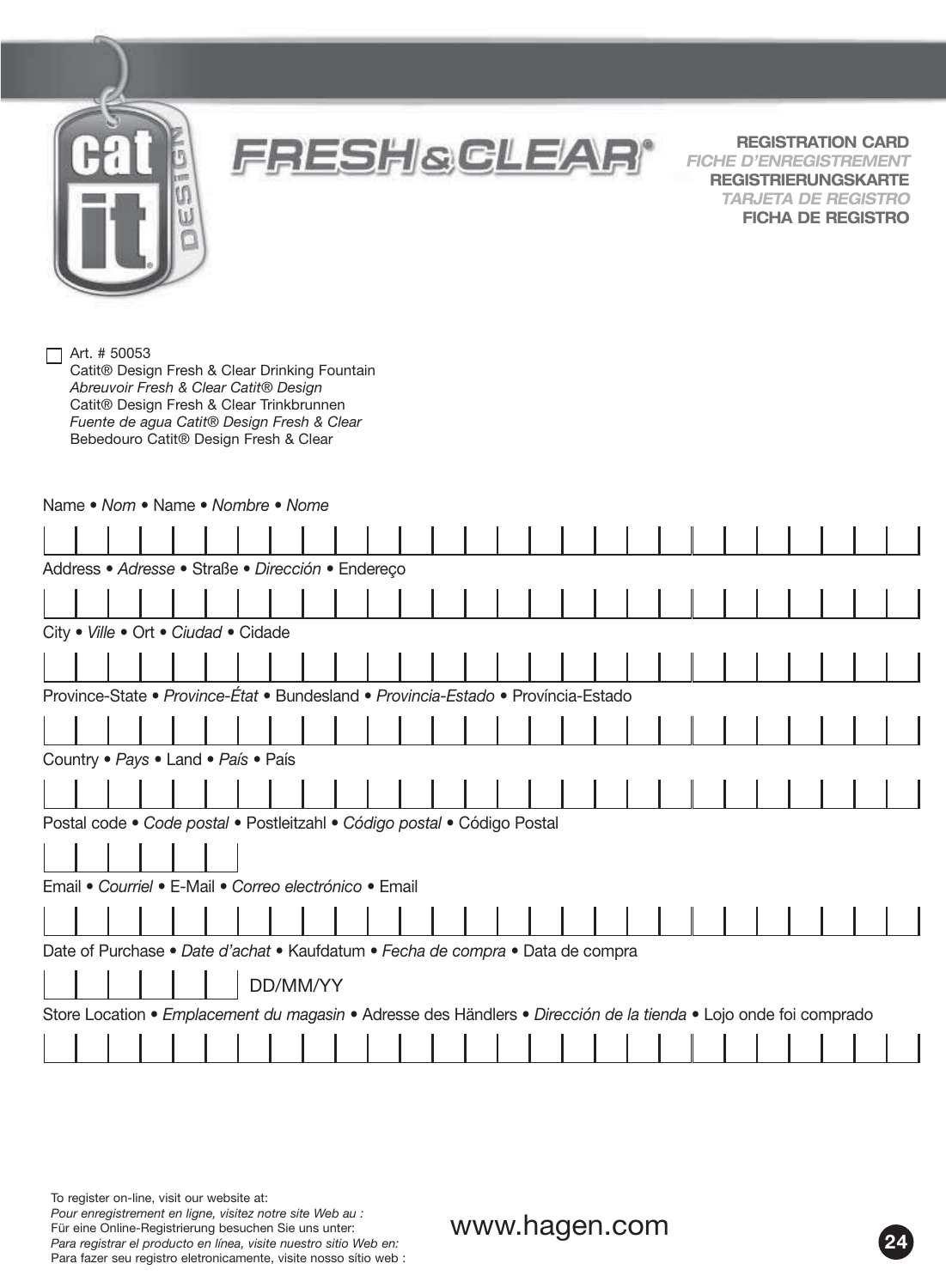# FRESH & CLEAR®

**REGISTRATION CARD**
*FICHE D'ENREGISTREMENT*
**REGISTRIERUNGSKARTE**
*TARJETA DE REGISTRO*
**FICHA DE REGISTRO**

☐ Art. # 50053
Catit® Design Fresh & Clear Drinking Fountain
*Abreuvoir Fresh & Clear Catit® Design*
Catit® Design Fresh & Clear Trinkbrunnen
*Fuente de agua Catit® Design Fresh & Clear*
Bebedouro Catit® Design Fresh & Clear

Name • *Nom* • Name • *Nombre* • *Nome*

| | | | | | | | | | | | | | | | | | | | | | | | | | | |
|---|---|---|---|---|---|---|---|---|---|---|---|---|---|---|---|---|---|---|---|---|---|---|---|---|---|---|

Address • *Adresse* • Straße • *Dirección* • Endereço

| | | | | | | | | | | | | | | | | | | | | | | | | | | |
|---|---|---|---|---|---|---|---|---|---|---|---|---|---|---|---|---|---|---|---|---|---|---|---|---|---|---|

City • *Ville* • Ort • *Ciudad* • Cidade

| | | | | | | | | | | | | | | | | | | | | | | | | | | |
|---|---|---|---|---|---|---|---|---|---|---|---|---|---|---|---|---|---|---|---|---|---|---|---|---|---|---|

Province-State • *Province-État* • Bundesland • *Provincia-Estado* • Província-Estado

| | | | | | | | | | | | | | | | | | | | | | | | | | | |
|---|---|---|---|---|---|---|---|---|---|---|---|---|---|---|---|---|---|---|---|---|---|---|---|---|---|---|

Country • *Pays* • Land • *País* • País

| | | | | | | | | | | | | | | | | | | | | | | | | | | |
|---|---|---|---|---|---|---|---|---|---|---|---|---|---|---|---|---|---|---|---|---|---|---|---|---|---|---|

Postal code • *Code postal* • Postleitzahl • *Código postal* • Código Postal

| | | | | | |
|---|---|---|---|---|---|

Email • *Courriel* • E-Mail • *Correo electrónico* • Email

| | | | | | | | | | | | | | | | | | | | | | | | | | | |
|---|---|---|---|---|---|---|---|---|---|---|---|---|---|---|---|---|---|---|---|---|---|---|---|---|---|---|

Date of Purchase • *Date d'achat* • Kaufdatum • *Fecha de compra* • Data de compra

| | | | | | |
|---|---|---|---|---|---|

DD/MM/YY

Store Location • *Emplacement du magasin* • Adresse des Händlers • *Dirección de la tienda* • Lojo onde foi comprado

| | | | | | | | | | | | | | | | | | | | | | | | | | | |
|---|---|---|---|---|---|---|---|---|---|---|---|---|---|---|---|---|---|---|---|---|---|---|---|---|---|---|

To register on-line, visit our website at:
*Pour enregistrement en ligne, visitez notre site Web au :*
Für eine Online-Registrierung besuchen Sie uns unter:
*Para registrar el producto en línea, visite nuestro sitio Web en:*
Para fazer seu registro eletronicamente, visite nosso sítio web :

www.hagen.com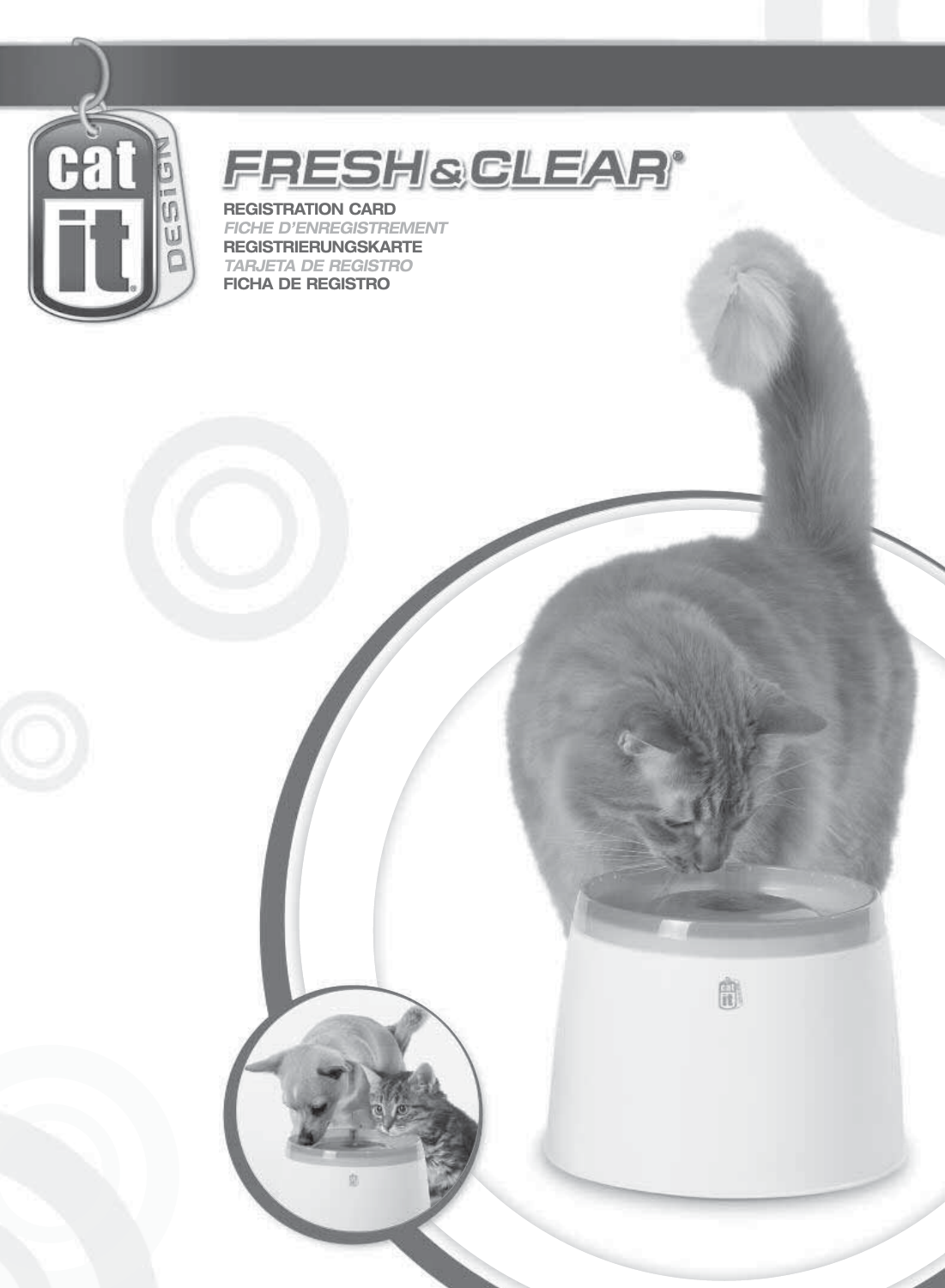# FRESH & CLEAR®

**REGISTRATION CARD**

*FICHE D'ENREGISTREMENT*

**REGISTRIERUNGSKARTE**

*TARJETA DE REGISTRO*

**FICHA DE REGISTRO**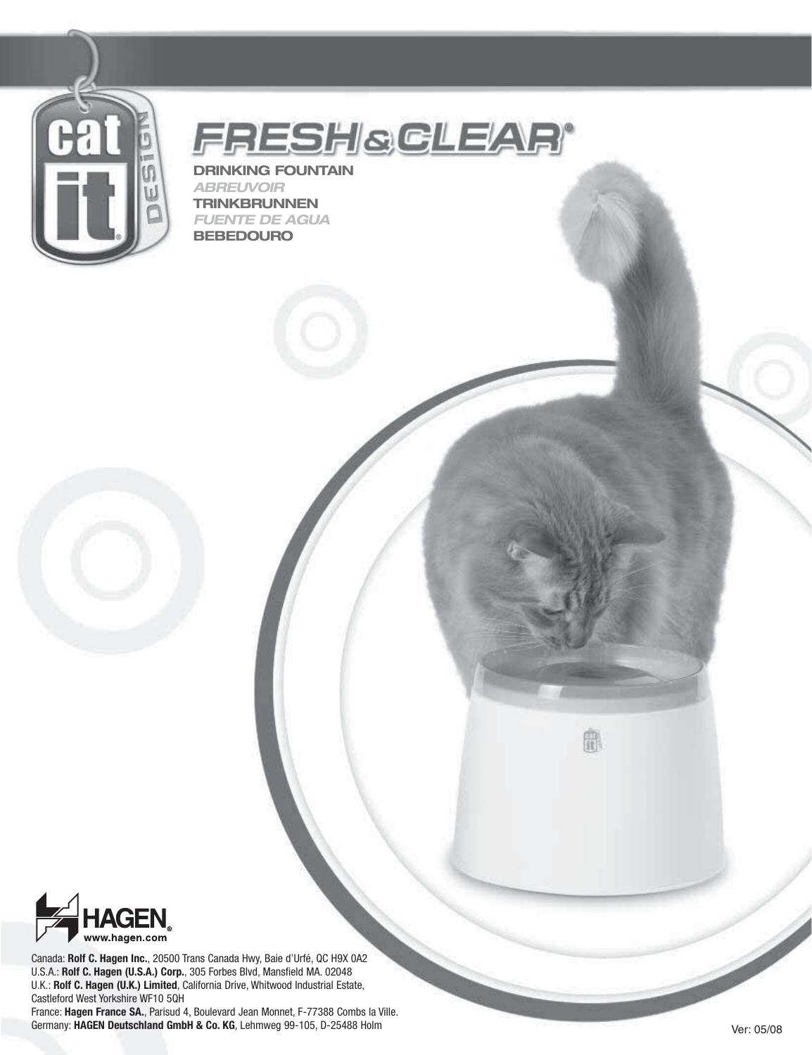# FRESH & CLEAR®

**DRINKING FOUNTAIN**
*ABREUVOIR*
**TRINKBRUNNEN**
*FUENTE DE AGUA*
**BEBEDOURO**

HAGEN®
www.hagen.com

Canada: **Rolf C. Hagen Inc.**, 20500 Trans Canada Hwy, Baie d'Urfé, QC H9X 0A2
U.S.A.: **Rolf C. Hagen (U.S.A.) Corp.**, 305 Forbes Blvd, Mansfield MA. 02048
U.K.: **Rolf C. Hagen (U.K.) Limited**, California Drive, Whitwood Industrial Estate, Castleford West Yorkshire WF10 5QH
France: **Hagen France SA.**, Parisud 4, Boulevard Jean Monnet, F-77388 Combs la Ville.
Germany: **HAGEN Deutschland GmbH & Co. KG**, Lehmweg 99-105, D-25488 Holm

Ver: 05/08